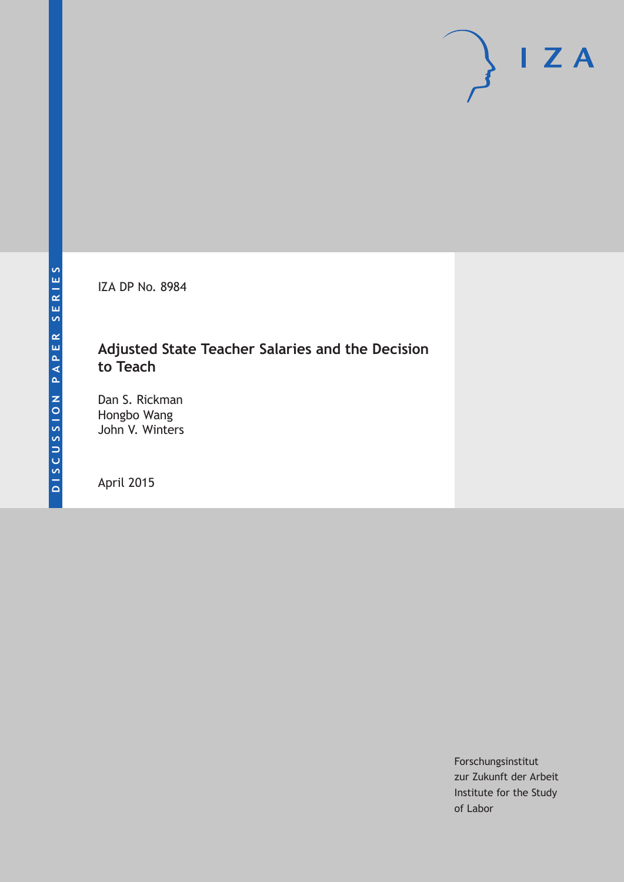DISCUSSION PAPER SERIES

IZA DP No. 8984

# Adjusted State Teacher Salaries and the Decision to Teach

Dan S. Rickman
Hongbo Wang
John V. Winters

April 2015

Forschungsinstitut
zur Zukunft der Arbeit
Institute for the Study
of Labor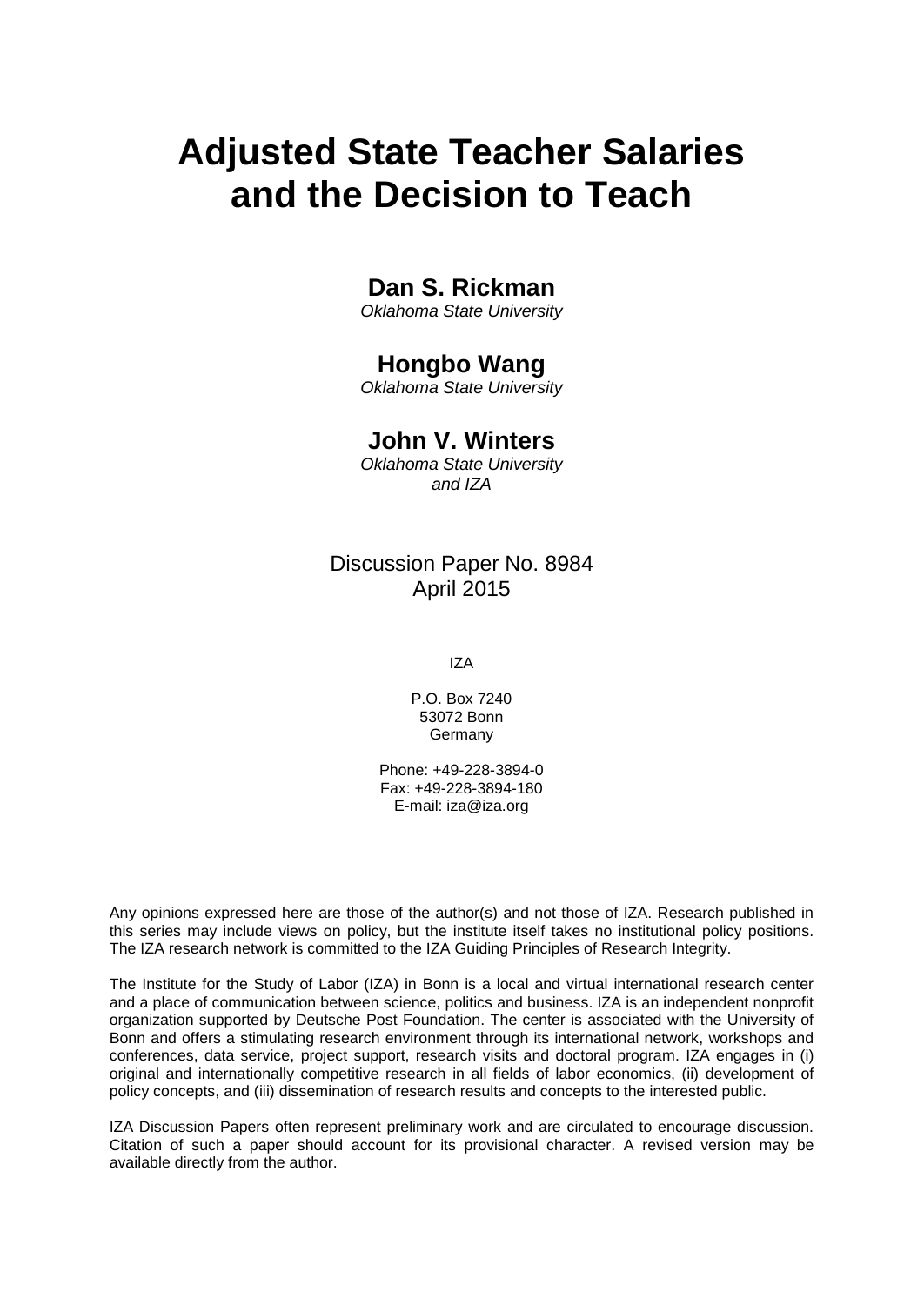# Adjusted State Teacher Salaries and the Decision to Teach

**Dan S. Rickman**
*Oklahoma State University*

**Hongbo Wang**
*Oklahoma State University*

**John V. Winters**
*Oklahoma State University and IZA*

Discussion Paper No. 8984
April 2015

IZA

P.O. Box 7240
53072 Bonn
Germany

Phone: +49-228-3894-0
Fax: +49-228-3894-180
E-mail: iza@iza.org

Any opinions expressed here are those of the author(s) and not those of IZA. Research published in this series may include views on policy, but the institute itself takes no institutional policy positions. The IZA research network is committed to the IZA Guiding Principles of Research Integrity.

The Institute for the Study of Labor (IZA) in Bonn is a local and virtual international research center and a place of communication between science, politics and business. IZA is an independent nonprofit organization supported by Deutsche Post Foundation. The center is associated with the University of Bonn and offers a stimulating research environment through its international network, workshops and conferences, data service, project support, research visits and doctoral program. IZA engages in (i) original and internationally competitive research in all fields of labor economics, (ii) development of policy concepts, and (iii) dissemination of research results and concepts to the interested public.

IZA Discussion Papers often represent preliminary work and are circulated to encourage discussion. Citation of such a paper should account for its provisional character. A revised version may be available directly from the author.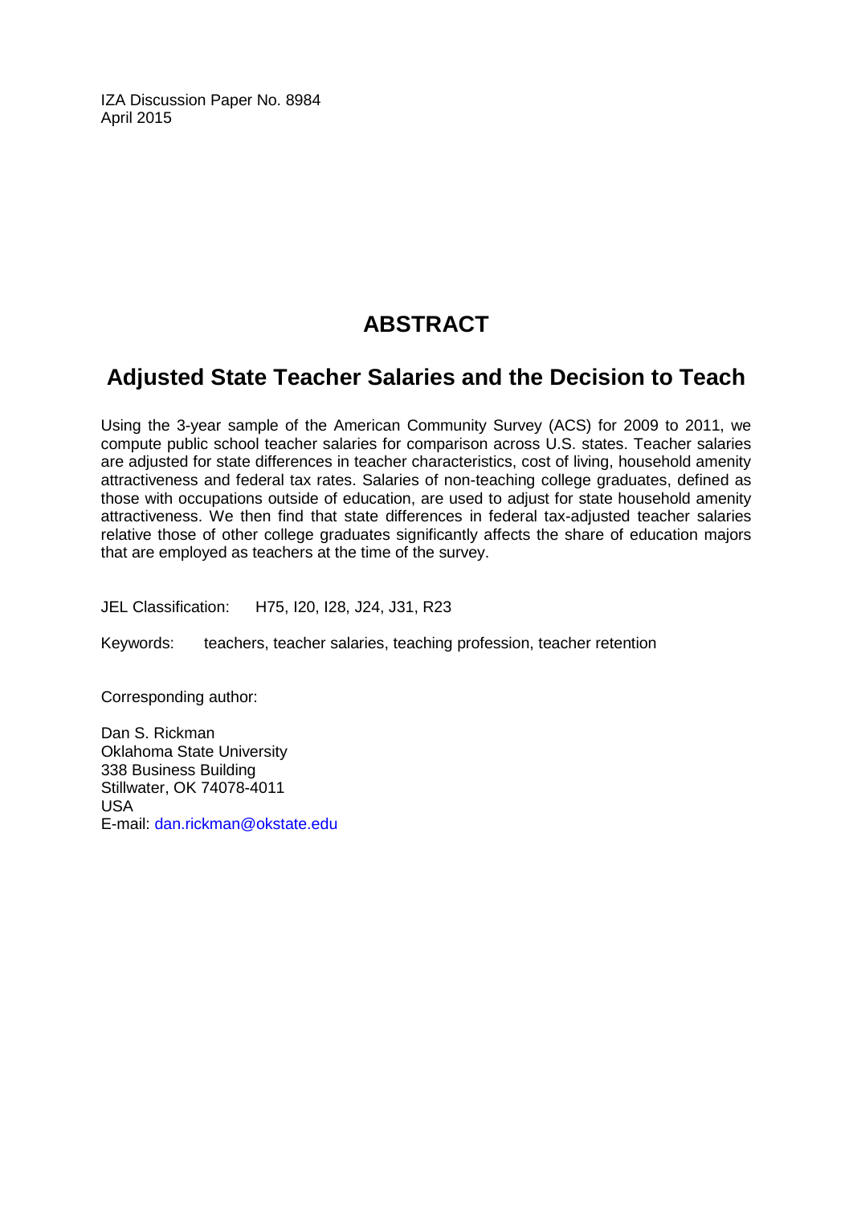IZA Discussion Paper No. 8984
April 2015

# ABSTRACT

## Adjusted State Teacher Salaries and the Decision to Teach

Using the 3-year sample of the American Community Survey (ACS) for 2009 to 2011, we compute public school teacher salaries for comparison across U.S. states. Teacher salaries are adjusted for state differences in teacher characteristics, cost of living, household amenity attractiveness and federal tax rates. Salaries of non-teaching college graduates, defined as those with occupations outside of education, are used to adjust for state household amenity attractiveness. We then find that state differences in federal tax-adjusted teacher salaries relative those of other college graduates significantly affects the share of education majors that are employed as teachers at the time of the survey.

JEL Classification: H75, I20, I28, J24, J31, R23

Keywords: teachers, teacher salaries, teaching profession, teacher retention

Corresponding author:

Dan S. Rickman
Oklahoma State University
338 Business Building
Stillwater, OK 74078-4011
USA
E-mail: dan.rickman@okstate.edu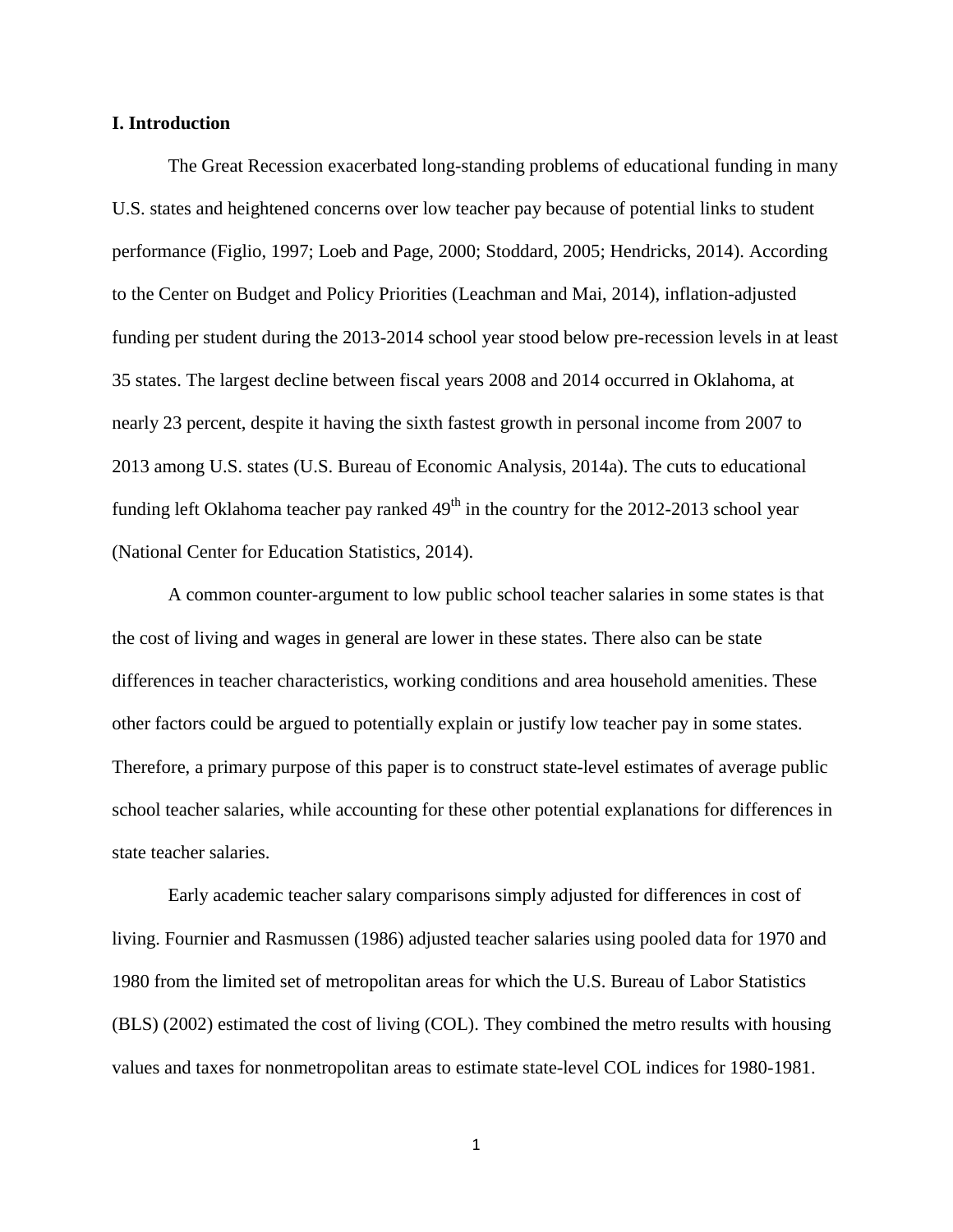## I. Introduction

The Great Recession exacerbated long-standing problems of educational funding in many U.S. states and heightened concerns over low teacher pay because of potential links to student performance (Figlio, 1997; Loeb and Page, 2000; Stoddard, 2005; Hendricks, 2014). According to the Center on Budget and Policy Priorities (Leachman and Mai, 2014), inflation-adjusted funding per student during the 2013-2014 school year stood below pre-recession levels in at least 35 states. The largest decline between fiscal years 2008 and 2014 occurred in Oklahoma, at nearly 23 percent, despite it having the sixth fastest growth in personal income from 2007 to 2013 among U.S. states (U.S. Bureau of Economic Analysis, 2014a). The cuts to educational funding left Oklahoma teacher pay ranked 49th in the country for the 2012-2013 school year (National Center for Education Statistics, 2014).

A common counter-argument to low public school teacher salaries in some states is that the cost of living and wages in general are lower in these states. There also can be state differences in teacher characteristics, working conditions and area household amenities. These other factors could be argued to potentially explain or justify low teacher pay in some states. Therefore, a primary purpose of this paper is to construct state-level estimates of average public school teacher salaries, while accounting for these other potential explanations for differences in state teacher salaries.

Early academic teacher salary comparisons simply adjusted for differences in cost of living. Fournier and Rasmussen (1986) adjusted teacher salaries using pooled data for 1970 and 1980 from the limited set of metropolitan areas for which the U.S. Bureau of Labor Statistics (BLS) (2002) estimated the cost of living (COL). They combined the metro results with housing values and taxes for nonmetropolitan areas to estimate state-level COL indices for 1980-1981.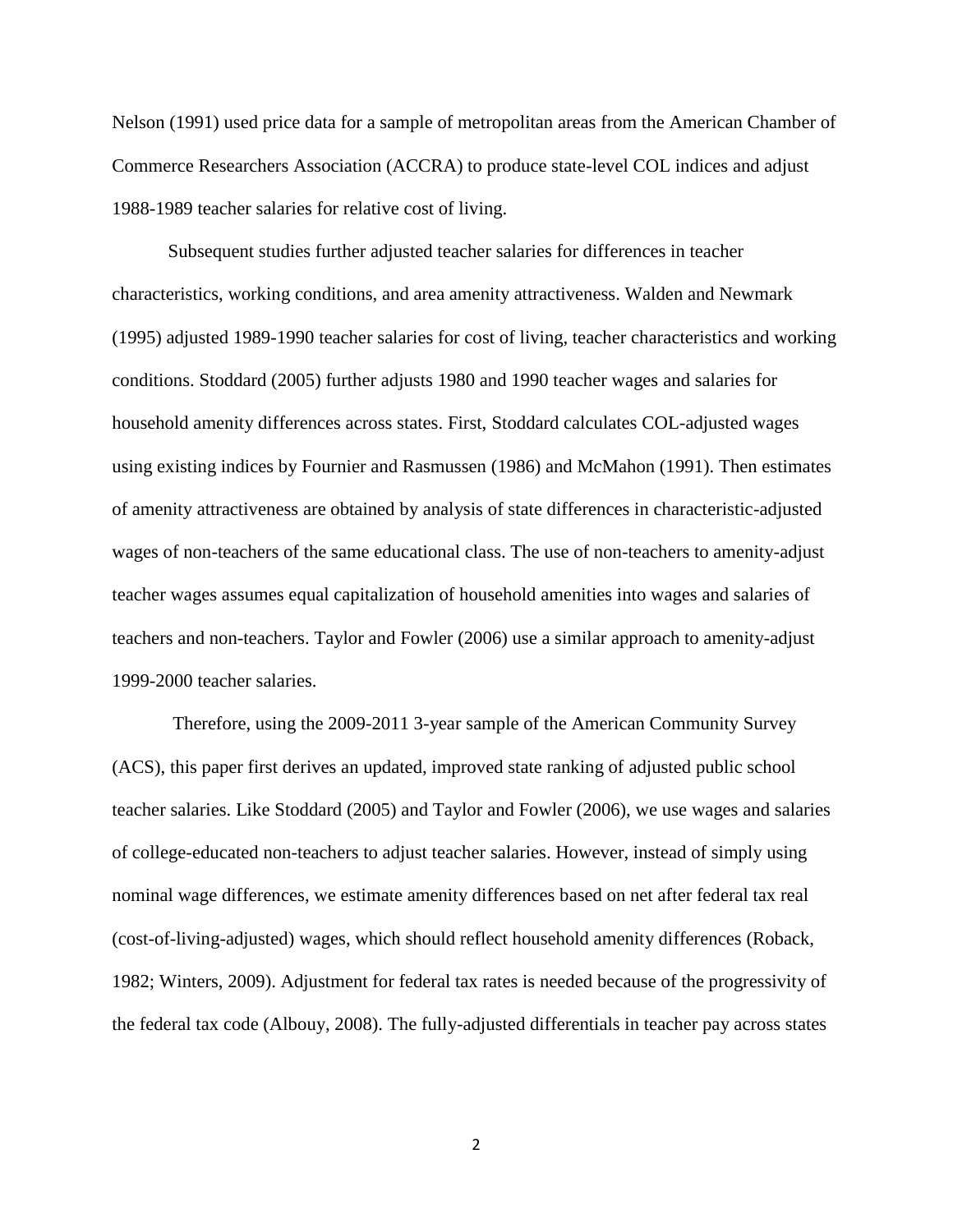Nelson (1991) used price data for a sample of metropolitan areas from the American Chamber of Commerce Researchers Association (ACCRA) to produce state-level COL indices and adjust 1988-1989 teacher salaries for relative cost of living.

Subsequent studies further adjusted teacher salaries for differences in teacher characteristics, working conditions, and area amenity attractiveness. Walden and Newmark (1995) adjusted 1989-1990 teacher salaries for cost of living, teacher characteristics and working conditions. Stoddard (2005) further adjusts 1980 and 1990 teacher wages and salaries for household amenity differences across states. First, Stoddard calculates COL-adjusted wages using existing indices by Fournier and Rasmussen (1986) and McMahon (1991). Then estimates of amenity attractiveness are obtained by analysis of state differences in characteristic-adjusted wages of non-teachers of the same educational class. The use of non-teachers to amenity-adjust teacher wages assumes equal capitalization of household amenities into wages and salaries of teachers and non-teachers. Taylor and Fowler (2006) use a similar approach to amenity-adjust 1999-2000 teacher salaries.

Therefore, using the 2009-2011 3-year sample of the American Community Survey (ACS), this paper first derives an updated, improved state ranking of adjusted public school teacher salaries. Like Stoddard (2005) and Taylor and Fowler (2006), we use wages and salaries of college-educated non-teachers to adjust teacher salaries. However, instead of simply using nominal wage differences, we estimate amenity differences based on net after federal tax real (cost-of-living-adjusted) wages, which should reflect household amenity differences (Roback, 1982; Winters, 2009). Adjustment for federal tax rates is needed because of the progressivity of the federal tax code (Albouy, 2008). The fully-adjusted differentials in teacher pay across states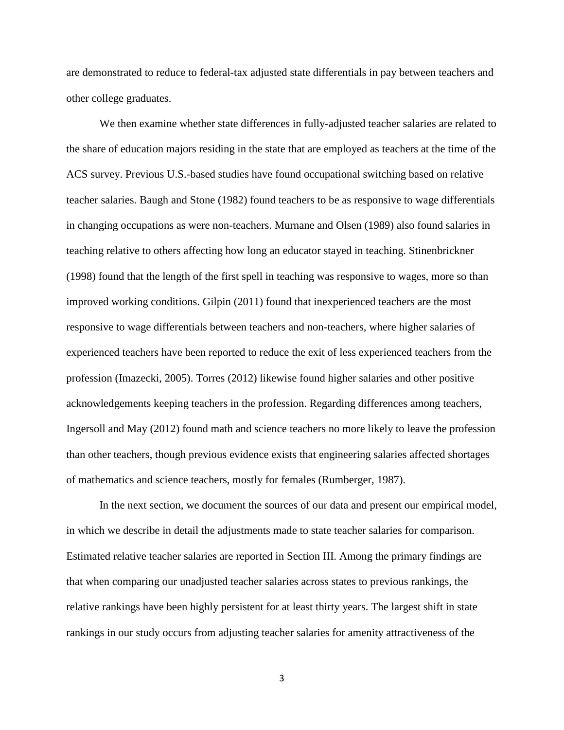are demonstrated to reduce to federal-tax adjusted state differentials in pay between teachers and other college graduates.

We then examine whether state differences in fully-adjusted teacher salaries are related to the share of education majors residing in the state that are employed as teachers at the time of the ACS survey. Previous U.S.-based studies have found occupational switching based on relative teacher salaries. Baugh and Stone (1982) found teachers to be as responsive to wage differentials in changing occupations as were non-teachers. Murnane and Olsen (1989) also found salaries in teaching relative to others affecting how long an educator stayed in teaching. Stinenbrickner (1998) found that the length of the first spell in teaching was responsive to wages, more so than improved working conditions. Gilpin (2011) found that inexperienced teachers are the most responsive to wage differentials between teachers and non-teachers, where higher salaries of experienced teachers have been reported to reduce the exit of less experienced teachers from the profession (Imazecki, 2005). Torres (2012) likewise found higher salaries and other positive acknowledgements keeping teachers in the profession. Regarding differences among teachers, Ingersoll and May (2012) found math and science teachers no more likely to leave the profession than other teachers, though previous evidence exists that engineering salaries affected shortages of mathematics and science teachers, mostly for females (Rumberger, 1987).

In the next section, we document the sources of our data and present our empirical model, in which we describe in detail the adjustments made to state teacher salaries for comparison. Estimated relative teacher salaries are reported in Section III. Among the primary findings are that when comparing our unadjusted teacher salaries across states to previous rankings, the relative rankings have been highly persistent for at least thirty years. The largest shift in state rankings in our study occurs from adjusting teacher salaries for amenity attractiveness of the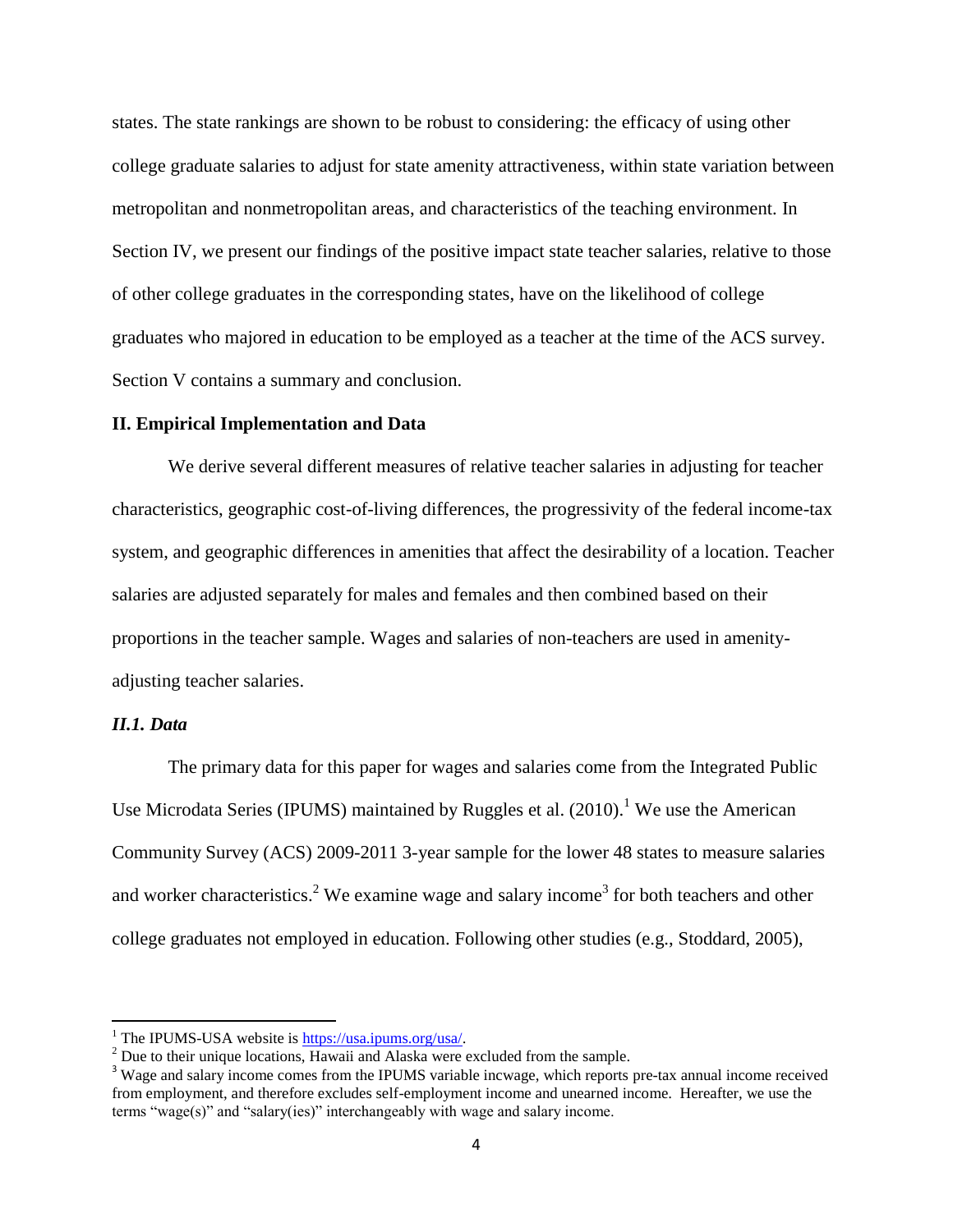states. The state rankings are shown to be robust to considering: the efficacy of using other college graduate salaries to adjust for state amenity attractiveness, within state variation between metropolitan and nonmetropolitan areas, and characteristics of the teaching environment. In Section IV, we present our findings of the positive impact state teacher salaries, relative to those of other college graduates in the corresponding states, have on the likelihood of college graduates who majored in education to be employed as a teacher at the time of the ACS survey. Section V contains a summary and conclusion.

## II. Empirical Implementation and Data

We derive several different measures of relative teacher salaries in adjusting for teacher characteristics, geographic cost-of-living differences, the progressivity of the federal income-tax system, and geographic differences in amenities that affect the desirability of a location. Teacher salaries are adjusted separately for males and females and then combined based on their proportions in the teacher sample. Wages and salaries of non-teachers are used in amenity-adjusted teacher salaries.

### *II.1. Data*

The primary data for this paper for wages and salaries come from the Integrated Public Use Microdata Series (IPUMS) maintained by Ruggles et al. (2010).[1] We use the American Community Survey (ACS) 2009-2011 3-year sample for the lower 48 states to measure salaries and worker characteristics.[2] We examine wage and salary income[3] for both teachers and other college graduates not employed in education. Following other studies (e.g., Stoddard, 2005),

[1] The IPUMS-USA website is https://usa.ipums.org/usa/.

[2] Due to their unique locations, Hawaii and Alaska were excluded from the sample.

[3] Wage and salary income comes from the IPUMS variable incwage, which reports pre-tax annual income received from employment, and therefore excludes self-employment income and unearned income. Hereafter, we use the terms "wage(s)" and "salary(ies)" interchangeably with wage and salary income.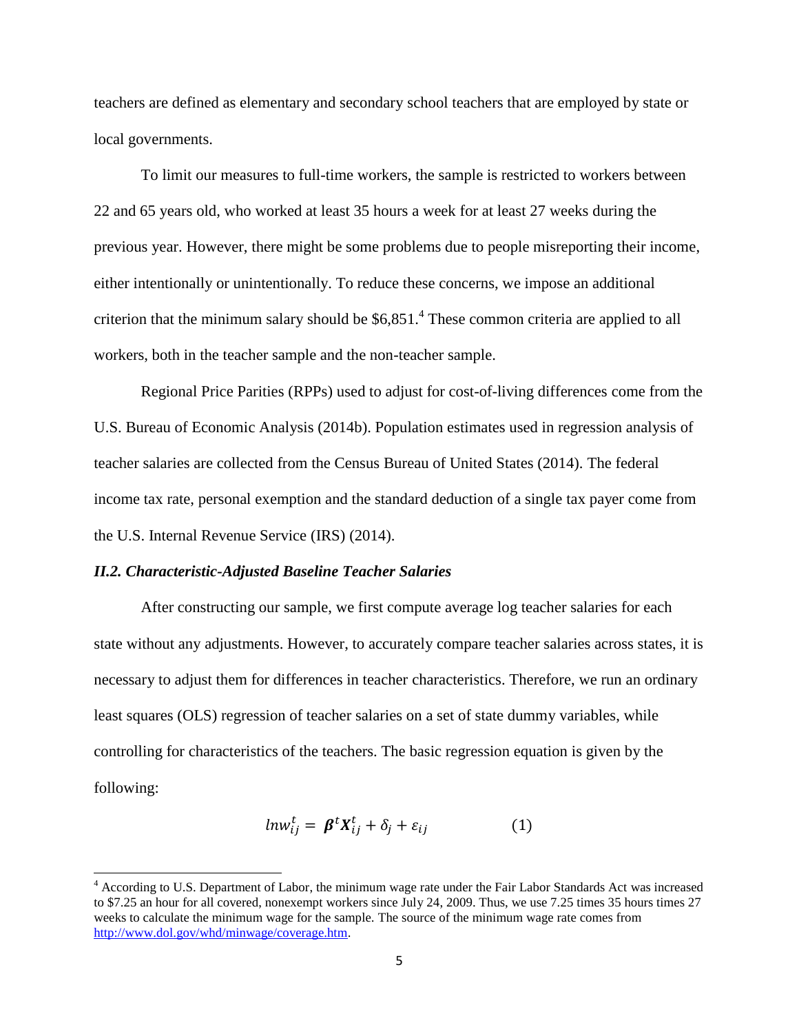teachers are defined as elementary and secondary school teachers that are employed by state or local governments.

To limit our measures to full-time workers, the sample is restricted to workers between 22 and 65 years old, who worked at least 35 hours a week for at least 27 weeks during the previous year. However, there might be some problems due to people misreporting their income, either intentionally or unintentionally. To reduce these concerns, we impose an additional criterion that the minimum salary should be $6,851.[4] These common criteria are applied to all workers, both in the teacher sample and the non-teacher sample.

Regional Price Parities (RPPs) used to adjust for cost-of-living differences come from the U.S. Bureau of Economic Analysis (2014b). Population estimates used in regression analysis of teacher salaries are collected from the Census Bureau of United States (2014). The federal income tax rate, personal exemption and the standard deduction of a single tax payer come from the U.S. Internal Revenue Service (IRS) (2014).

### *II.2. Characteristic-Adjusted Baseline Teacher Salaries*

After constructing our sample, we first compute average log teacher salaries for each state without any adjustments. However, to accurately compare teacher salaries across states, it is necessary to adjust them for differences in teacher characteristics. Therefore, we run an ordinary least squares (OLS) regression of teacher salaries on a set of state dummy variables, while controlling for characteristics of the teachers. The basic regression equation is given by the following:

$$lnw_{ij}^{t} = \boldsymbol{\beta}^{t}\boldsymbol{X}_{ij}^{t} + \delta_{j} + \varepsilon_{ij} \qquad (1)$$

[4] According to U.S. Department of Labor, the minimum wage rate under the Fair Labor Standards Act was increased to $7.25 an hour for all covered, nonexempt workers since July 24, 2009. Thus, we use 7.25 times 35 hours times 27 weeks to calculate the minimum wage for the sample. The source of the minimum wage rate comes from http://www.dol.gov/whd/minwage/coverage.htm.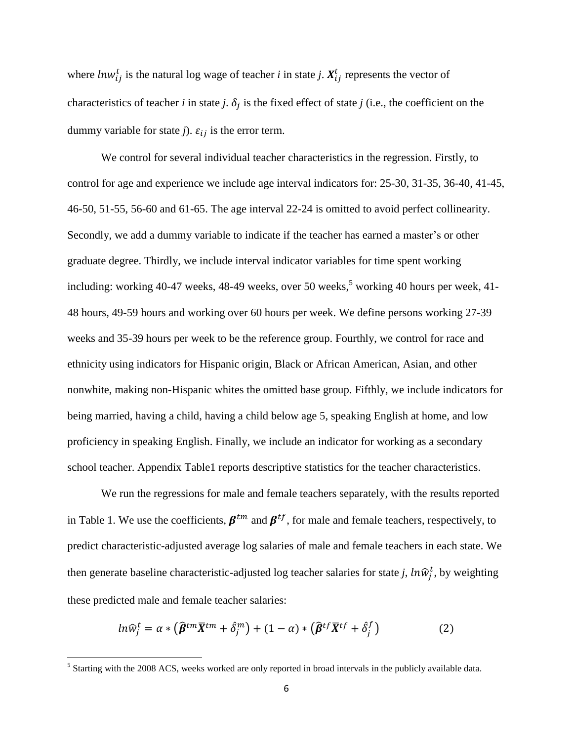where $lnw_{ij}^t$ is the natural log wage of teacher *i* in state *j*. $\boldsymbol{X}_{ij}^t$ represents the vector of characteristics of teacher *i* in state *j*. $\delta_j$ is the fixed effect of state *j* (i.e., the coefficient on the dummy variable for state *j*). $\varepsilon_{ij}$ is the error term.

We control for several individual teacher characteristics in the regression. Firstly, to control for age and experience we include age interval indicators for: 25-30, 31-35, 36-40, 41-45, 46-50, 51-55, 56-60 and 61-65. The age interval 22-24 is omitted to avoid perfect collinearity. Secondly, we add a dummy variable to indicate if the teacher has earned a master's or other graduate degree. Thirdly, we include interval indicator variables for time spent working including: working 40-47 weeks, 48-49 weeks, over 50 weeks,[5] working 40 hours per week, 41-48 hours, 49-59 hours and working over 60 hours per week. We define persons working 27-39 weeks and 35-39 hours per week to be the reference group. Fourthly, we control for race and ethnicity using indicators for Hispanic origin, Black or African American, Asian, and other nonwhite, making non-Hispanic whites the omitted base group. Fifthly, we include indicators for being married, having a child, having a child below age 5, speaking English at home, and low proficiency in speaking English. Finally, we include an indicator for working as a secondary school teacher. Appendix Table1 reports descriptive statistics for the teacher characteristics.

We run the regressions for male and female teachers separately, with the results reported in Table 1. We use the coefficients, $\boldsymbol{\beta}^{tm}$ and $\boldsymbol{\beta}^{tf}$, for male and female teachers, respectively, to predict characteristic-adjusted average log salaries of male and female teachers in each state. We then generate baseline characteristic-adjusted log teacher salaries for state *j*, $ln\widehat{w}_j^t$, by weighting these predicted male and female teacher salaries:

$$ln\widehat{w}_j^t = \alpha * \left(\widehat{\boldsymbol{\beta}}^{tm}\overline{\boldsymbol{X}}^{tm} + \hat{\delta}_j^m\right) + (1-\alpha) * \left(\widehat{\boldsymbol{\beta}}^{tf}\overline{\boldsymbol{X}}^{tf} + \hat{\delta}_j^f\right) \qquad (2)$$

[5] Starting with the 2008 ACS, weeks worked are only reported in broad intervals in the publicly available data.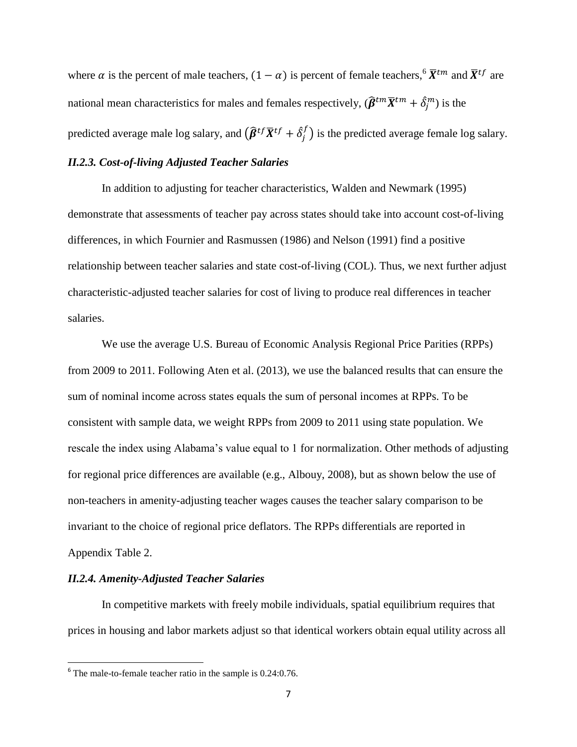where $\alpha$ is the percent of male teachers, $(1 - \alpha)$ is percent of female teachers,[6] $\bar{\boldsymbol{X}}^{tm}$ and $\bar{\boldsymbol{X}}^{tf}$ are national mean characteristics for males and females respectively, $(\hat{\boldsymbol{\beta}}^{tm}\bar{\boldsymbol{X}}^{tm} + \hat{\delta}_j^m)$ is the predicted average male log salary, and $(\hat{\boldsymbol{\beta}}^{tf}\bar{\boldsymbol{X}}^{tf} + \hat{\delta}_j^f)$ is the predicted average female log salary.

### *II.2.3. Cost-of-living Adjusted Teacher Salaries*

In addition to adjusting for teacher characteristics, Walden and Newmark (1995) demonstrate that assessments of teacher pay across states should take into account cost-of-living differences, in which Fournier and Rasmussen (1986) and Nelson (1991) find a positive relationship between teacher salaries and state cost-of-living (COL). Thus, we next further adjust characteristic-adjusted teacher salaries for cost of living to produce real differences in teacher salaries.

We use the average U.S. Bureau of Economic Analysis Regional Price Parities (RPPs) from 2009 to 2011. Following Aten et al. (2013), we use the balanced results that can ensure the sum of nominal income across states equals the sum of personal incomes at RPPs. To be consistent with sample data, we weight RPPs from 2009 to 2011 using state population. We rescale the index using Alabama's value equal to 1 for normalization. Other methods of adjusting for regional price differences are available (e.g., Albouy, 2008), but as shown below the use of non-teachers in amenity-adjusting teacher wages causes the teacher salary comparison to be invariant to the choice of regional price deflators. The RPPs differentials are reported in Appendix Table 2.

### *II.2.4. Amenity-Adjusted Teacher Salaries*

In competitive markets with freely mobile individuals, spatial equilibrium requires that prices in housing and labor markets adjust so that identical workers obtain equal utility across all

[6] The male-to-female teacher ratio in the sample is 0.24:0.76.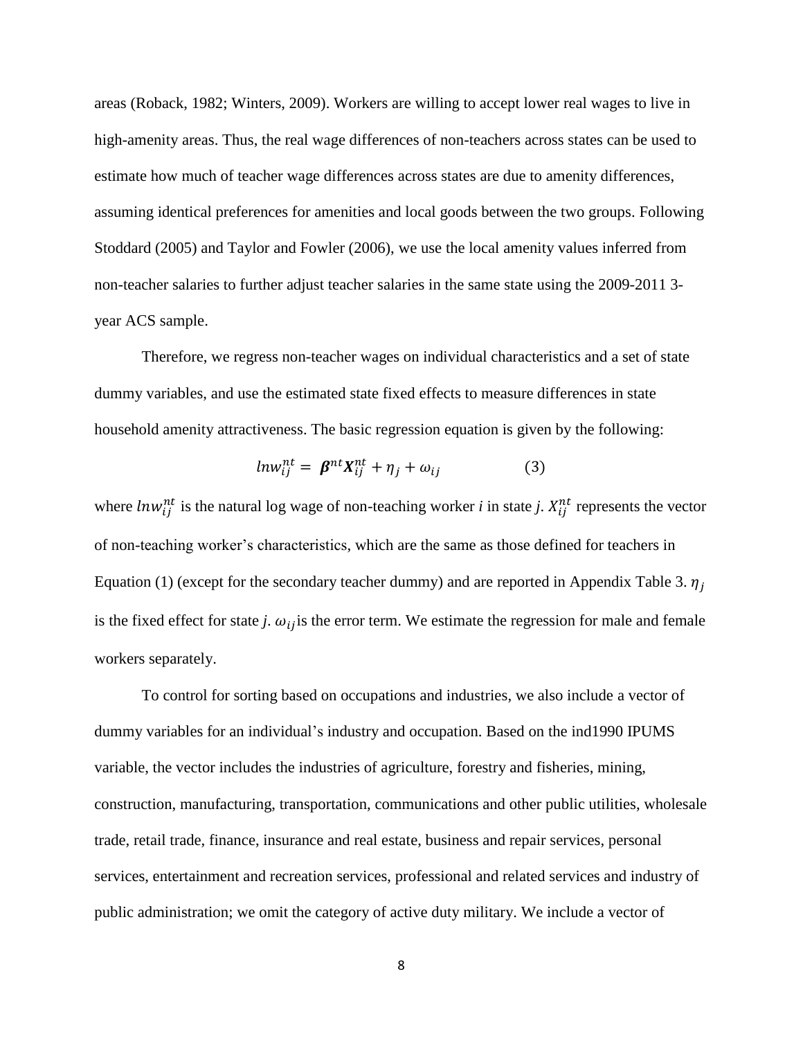areas (Roback, 1982; Winters, 2009). Workers are willing to accept lower real wages to live in high-amenity areas. Thus, the real wage differences of non-teachers across states can be used to estimate how much of teacher wage differences across states are due to amenity differences, assuming identical preferences for amenities and local goods between the two groups. Following Stoddard (2005) and Taylor and Fowler (2006), we use the local amenity values inferred from non-teacher salaries to further adjust teacher salaries in the same state using the 2009-2011 3-year ACS sample.

Therefore, we regress non-teacher wages on individual characteristics and a set of state dummy variables, and use the estimated state fixed effects to measure differences in state household amenity attractiveness. The basic regression equation is given by the following:

$$lnw_{ij}^{nt} = \boldsymbol{\beta}^{nt}\boldsymbol{X}_{ij}^{nt} + \eta_j + \omega_{ij} \qquad (3)$$

where $lnw_{ij}^{nt}$ is the natural log wage of non-teaching worker *i* in state *j*. $X_{ij}^{nt}$ represents the vector of non-teaching worker's characteristics, which are the same as those defined for teachers in Equation (1) (except for the secondary teacher dummy) and are reported in Appendix Table 3. $\eta_j$ is the fixed effect for state *j*. $\omega_{ij}$ is the error term. We estimate the regression for male and female workers separately.

To control for sorting based on occupations and industries, we also include a vector of dummy variables for an individual's industry and occupation. Based on the ind1990 IPUMS variable, the vector includes the industries of agriculture, forestry and fisheries, mining, construction, manufacturing, transportation, communications and other public utilities, wholesale trade, retail trade, finance, insurance and real estate, business and repair services, personal services, entertainment and recreation services, professional and related services and industry of public administration; we omit the category of active duty military. We include a vector of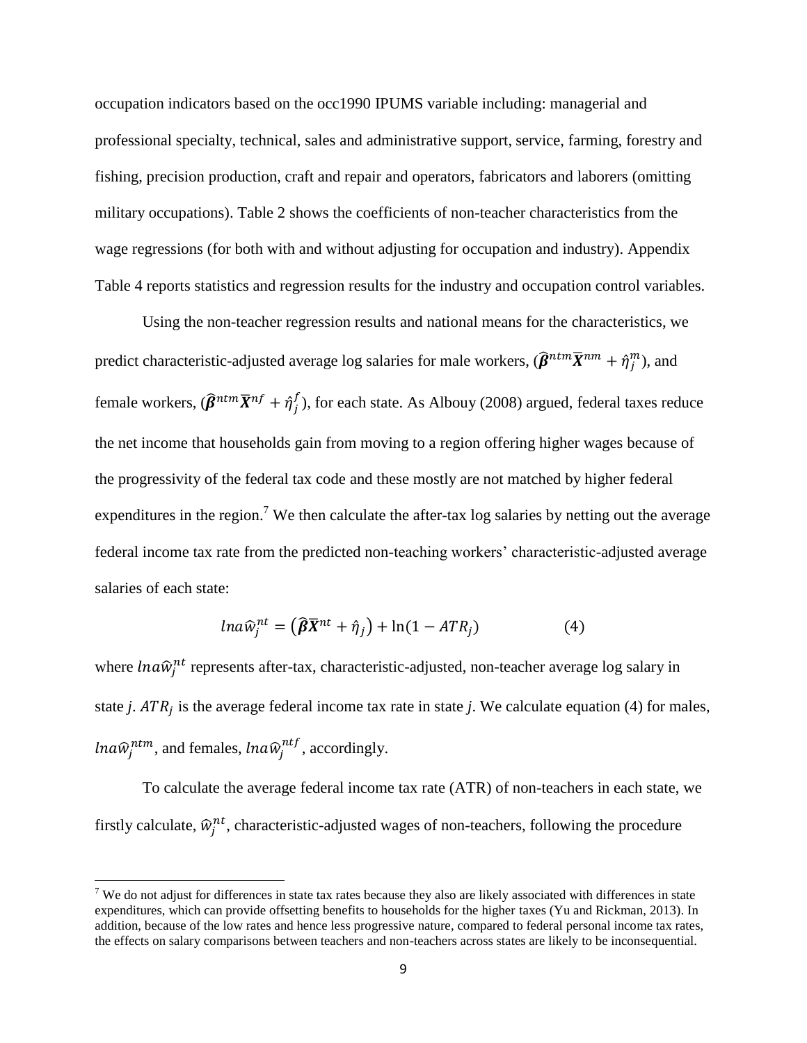occupation indicators based on the occ1990 IPUMS variable including: managerial and professional specialty, technical, sales and administrative support, service, farming, forestry and fishing, precision production, craft and repair and operators, fabricators and laborers (omitting military occupations). Table 2 shows the coefficients of non-teacher characteristics from the wage regressions (for both with and without adjusting for occupation and industry). Appendix Table 4 reports statistics and regression results for the industry and occupation control variables.

Using the non-teacher regression results and national means for the characteristics, we predict characteristic-adjusted average log salaries for male workers, ($\widehat{\boldsymbol{\beta}}^{ntm}\overline{\boldsymbol{X}}^{nm} + \hat{\eta}_j^m$), and female workers, ($\widehat{\boldsymbol{\beta}}^{ntm}\overline{\boldsymbol{X}}^{nf} + \hat{\eta}_j^f$), for each state. As Albouy (2008) argued, federal taxes reduce the net income that households gain from moving to a region offering higher wages because of the progressivity of the federal tax code and these mostly are not matched by higher federal expenditures in the region.[7] We then calculate the after-tax log salaries by netting out the average federal income tax rate from the predicted non-teaching workers' characteristic-adjusted average salaries of each state:

$$lna\widehat{w}_j^{nt} = \left(\widehat{\boldsymbol{\beta}}\overline{\boldsymbol{X}}^{nt} + \hat{\eta}_j\right) + \ln(1 - ATR_j) \qquad (4)$$

where $lna\widehat{w}_j^{nt}$ represents after-tax, characteristic-adjusted, non-teacher average log salary in state $j$. $ATR_j$ is the average federal income tax rate in state $j$. We calculate equation (4) for males, $lna\widehat{w}_j^{ntm}$, and females, $lna\widehat{w}_j^{ntf}$, accordingly.

To calculate the average federal income tax rate (ATR) of non-teachers in each state, we firstly calculate, $\widehat{w}_j^{nt}$, characteristic-adjusted wages of non-teachers, following the procedure

[7] We do not adjust for differences in state tax rates because they also are likely associated with differences in state expenditures, which can provide offsetting benefits to households for the higher taxes (Yu and Rickman, 2013). In addition, because of the low rates and hence less progressive nature, compared to federal personal income tax rates, the effects on salary comparisons between teachers and non-teachers across states are likely to be inconsequential.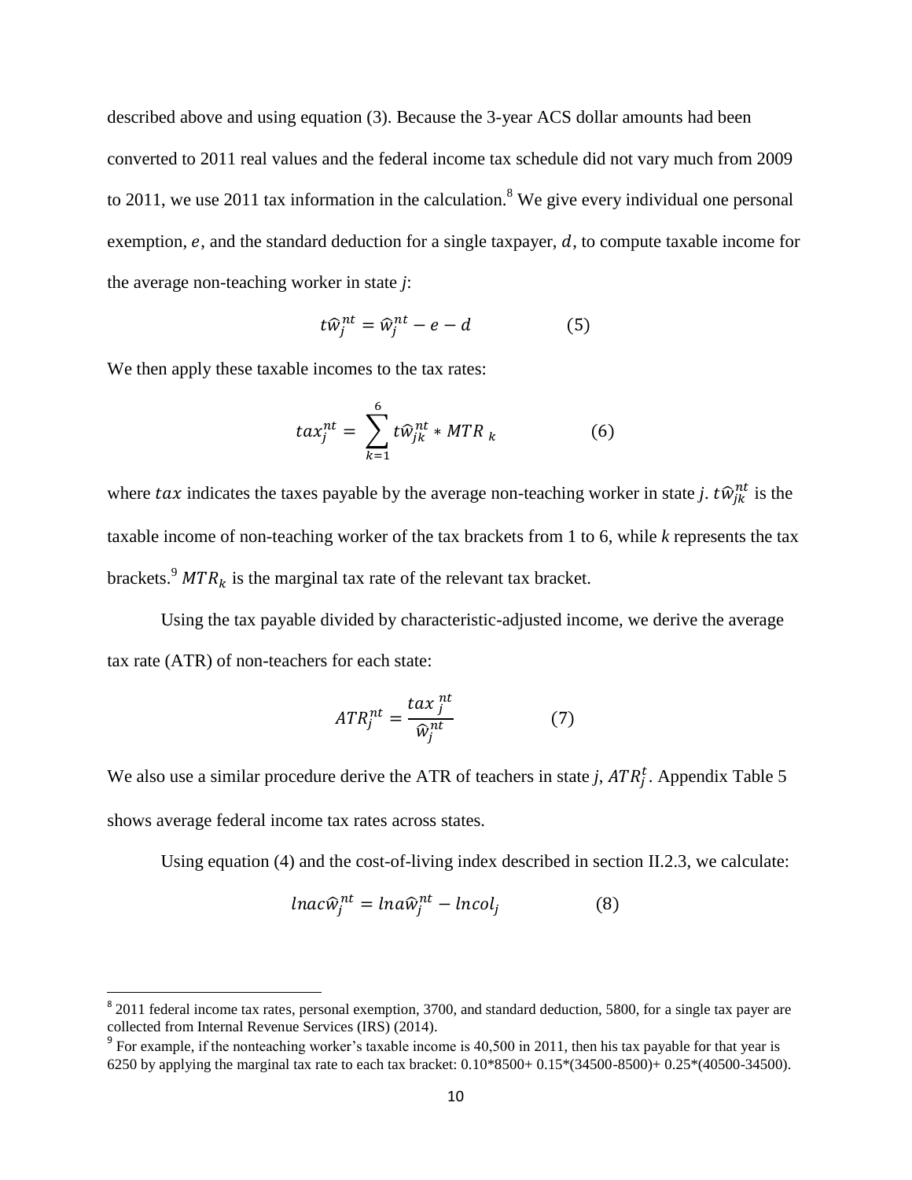described above and using equation (3). Because the 3-year ACS dollar amounts had been converted to 2011 real values and the federal income tax schedule did not vary much from 2009 to 2011, we use 2011 tax information in the calculation.[8] We give every individual one personal exemption, $e$, and the standard deduction for a single taxpayer, $d$, to compute taxable income for the average non-teaching worker in state *j*:

$$t\widehat{w}_{j}^{nt} = \widehat{w}_{j}^{nt} - e - d \qquad (5)$$

We then apply these taxable incomes to the tax rates:

$$tax_{j}^{nt} = \sum_{k=1}^{6} t\widehat{w}_{jk}^{nt} * MTR_{k} \qquad (6)$$

where $tax$ indicates the taxes payable by the average non-teaching worker in state *j*. $t\widehat{w}_{jk}^{nt}$ is the taxable income of non-teaching worker of the tax brackets from 1 to 6, while *k* represents the tax brackets.[9] $MTR_k$ is the marginal tax rate of the relevant tax bracket.

Using the tax payable divided by characteristic-adjusted income, we derive the average tax rate (ATR) of non-teachers for each state:

$$ATR_{j}^{nt} = \frac{tax_{j}^{nt}}{\widehat{w}_{j}^{nt}} \qquad (7)$$

We also use a similar procedure derive the ATR of teachers in state *j*, $ATR_{j}^{t}$. Appendix Table 5 shows average federal income tax rates across states.

Using equation (4) and the cost-of-living index described in section II.2.3, we calculate:

$$lnac\widehat{w}_{j}^{nt} = lna\widehat{w}_{j}^{nt} - lncol_{j} \qquad (8)$$

[8] 2011 federal income tax rates, personal exemption, 3700, and standard deduction, 5800, for a single tax payer are collected from Internal Revenue Services (IRS) (2014).

[9] For example, if the nonteaching worker's taxable income is 40,500 in 2011, then his tax payable for that year is 6250 by applying the marginal tax rate to each tax bracket: 0.10*8500+ 0.15*(34500-8500)+ 0.25*(40500-34500).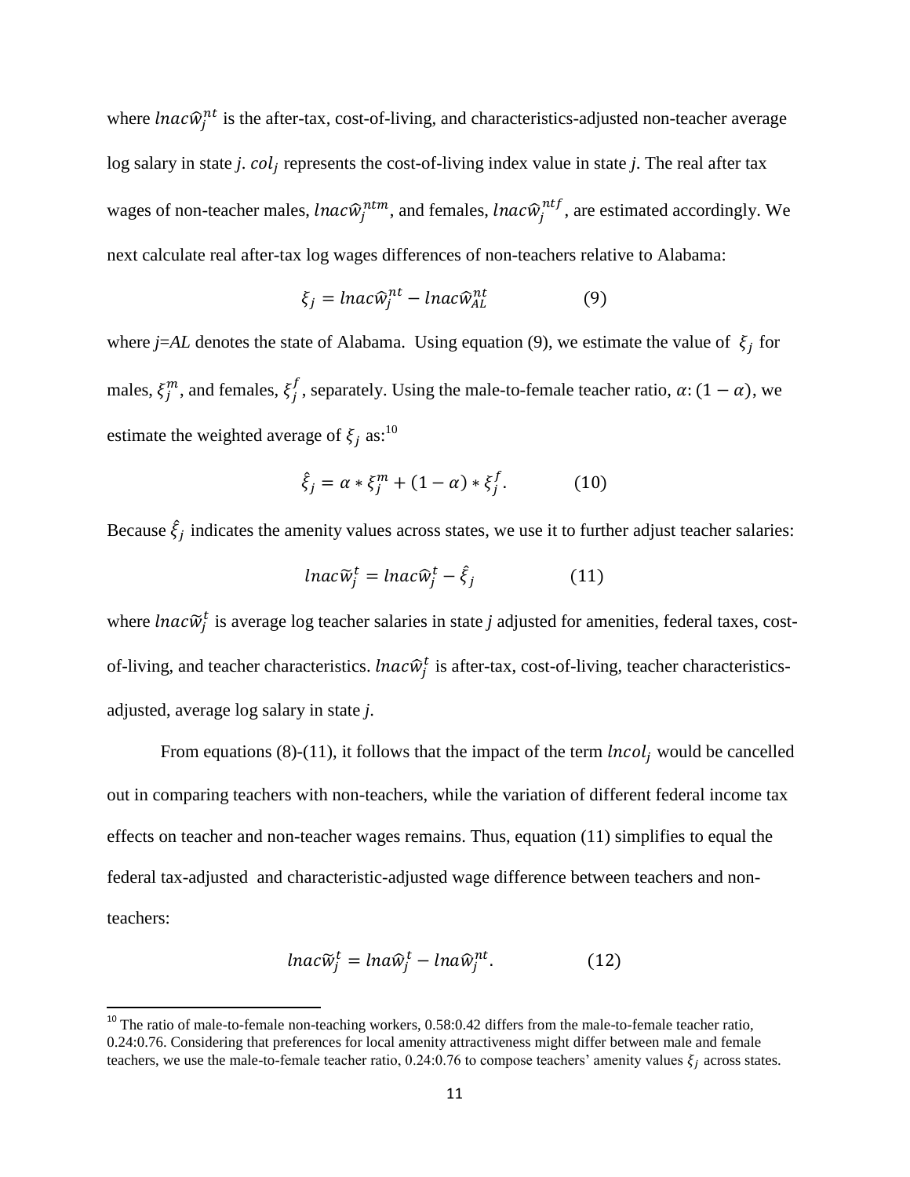where $lnac\widehat{w}_j^{nt}$ is the after-tax, cost-of-living, and characteristics-adjusted non-teacher average log salary in state *j*. $col_j$ represents the cost-of-living index value in state *j*. The real after tax wages of non-teacher males, $lnac\widehat{w}_j^{ntm}$, and females, $lnac\widehat{w}_j^{ntf}$, are estimated accordingly. We next calculate real after-tax log wages differences of non-teachers relative to Alabama:

$$\xi_j = lnac\widehat{w}_j^{nt} - lnac\widehat{w}_{AL}^{nt} \qquad (9)$$

where *j=AL* denotes the state of Alabama. Using equation (9), we estimate the value of $\xi_j$ for males, $\xi_j^m$, and females, $\xi_j^f$, separately. Using the male-to-female teacher ratio, $\alpha: (1-\alpha)$, we estimate the weighted average of $\xi_j$ as:[10]

$$\hat{\xi}_j = \alpha * \xi_j^m + (1-\alpha) * \xi_j^f. \qquad (10)$$

Because $\hat{\xi}_j$ indicates the amenity values across states, we use it to further adjust teacher salaries:

$$lnac\widetilde{w}_j^t = lnac\widehat{w}_j^t - \hat{\xi}_j \qquad (11)$$

where $lnac\widetilde{w}_j^t$ is average log teacher salaries in state *j* adjusted for amenities, federal taxes, cost-of-living, and teacher characteristics. $lnac\widehat{w}_j^t$ is after-tax, cost-of-living, teacher characteristics-adjusted, average log salary in state *j*.

From equations (8)-(11), it follows that the impact of the term $lncol_j$ would be cancelled out in comparing teachers with non-teachers, while the variation of different federal income tax effects on teacher and non-teacher wages remains. Thus, equation (11) simplifies to equal the federal tax-adjusted and characteristic-adjusted wage difference between teachers and non-teachers:

$$lnac\widetilde{w}_j^t = lna\widehat{w}_j^t - lna\widehat{w}_j^{nt}. \qquad (12)$$

[10] The ratio of male-to-female non-teaching workers, 0.58:0.42 differs from the male-to-female teacher ratio, 0.24:0.76. Considering that preferences for local amenity attractiveness might differ between male and female teachers, we use the male-to-female teacher ratio, 0.24:0.76 to compose teachers' amenity values $\xi_j$ across states.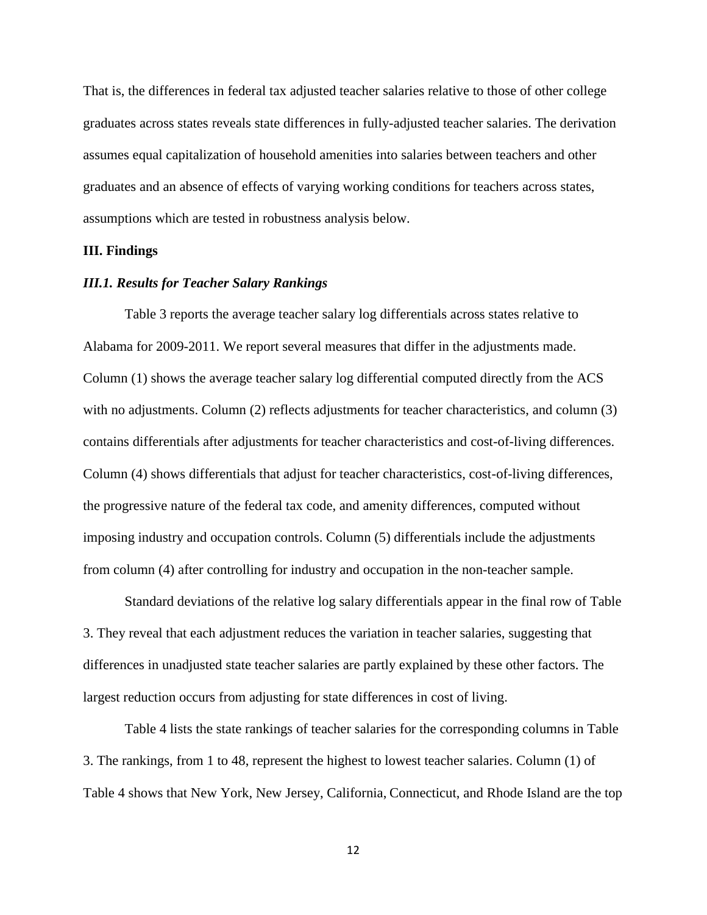That is, the differences in federal tax adjusted teacher salaries relative to those of other college graduates across states reveals state differences in fully-adjusted teacher salaries. The derivation assumes equal capitalization of household amenities into salaries between teachers and other graduates and an absence of effects of varying working conditions for teachers across states, assumptions which are tested in robustness analysis below.

## III. Findings

### *III.1. Results for Teacher Salary Rankings*

Table 3 reports the average teacher salary log differentials across states relative to Alabama for 2009-2011. We report several measures that differ in the adjustments made. Column (1) shows the average teacher salary log differential computed directly from the ACS with no adjustments. Column (2) reflects adjustments for teacher characteristics, and column (3) contains differentials after adjustments for teacher characteristics and cost-of-living differences. Column (4) shows differentials that adjust for teacher characteristics, cost-of-living differences, the progressive nature of the federal tax code, and amenity differences, computed without imposing industry and occupation controls. Column (5) differentials include the adjustments from column (4) after controlling for industry and occupation in the non-teacher sample.

Standard deviations of the relative log salary differentials appear in the final row of Table 3. They reveal that each adjustment reduces the variation in teacher salaries, suggesting that differences in unadjusted state teacher salaries are partly explained by these other factors. The largest reduction occurs from adjusting for state differences in cost of living.

Table 4 lists the state rankings of teacher salaries for the corresponding columns in Table 3. The rankings, from 1 to 48, represent the highest to lowest teacher salaries. Column (1) of Table 4 shows that New York, New Jersey, California, Connecticut, and Rhode Island are the top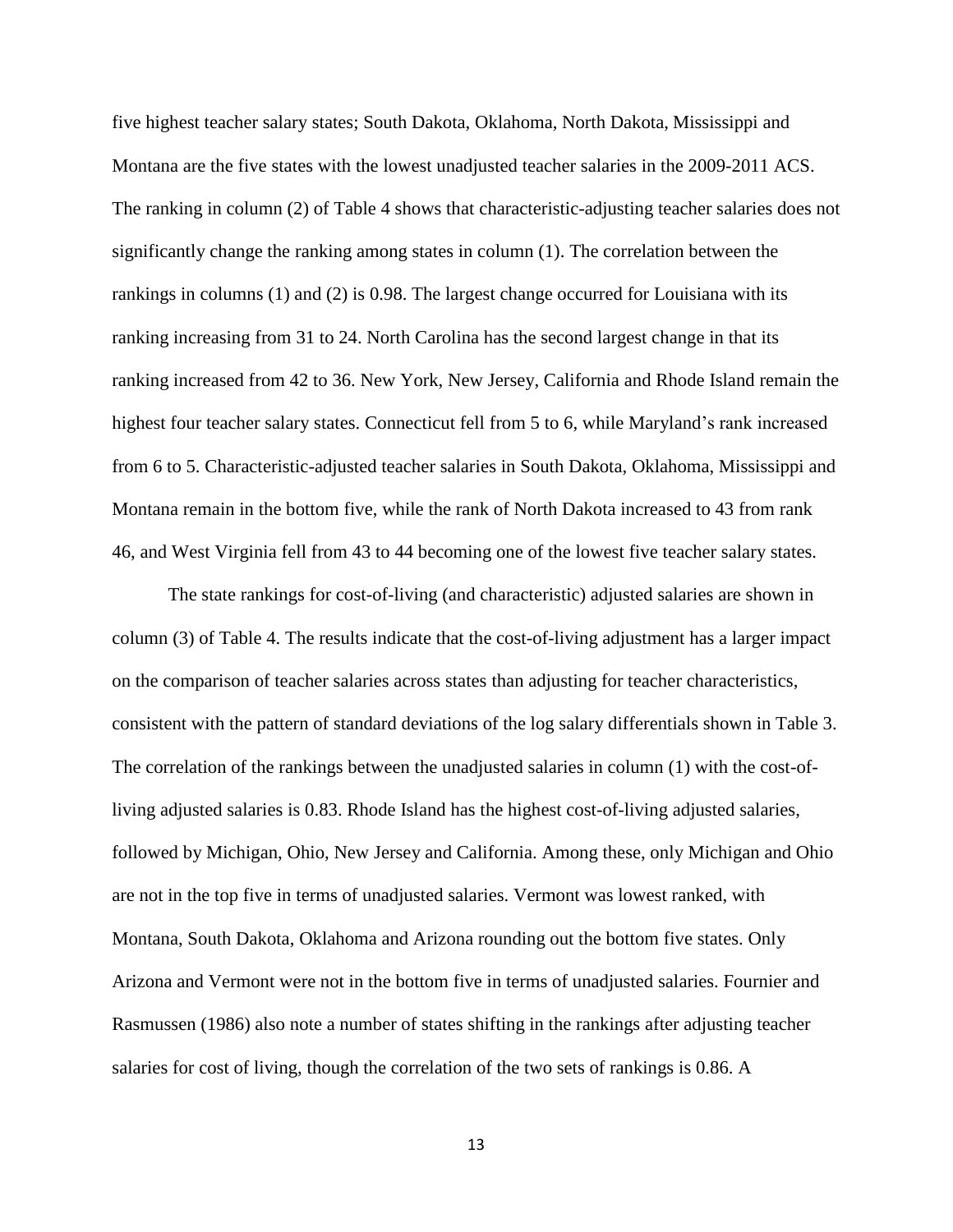five highest teacher salary states; South Dakota, Oklahoma, North Dakota, Mississippi and Montana are the five states with the lowest unadjusted teacher salaries in the 2009-2011 ACS. The ranking in column (2) of Table 4 shows that characteristic-adjusting teacher salaries does not significantly change the ranking among states in column (1). The correlation between the rankings in columns (1) and (2) is 0.98. The largest change occurred for Louisiana with its ranking increasing from 31 to 24. North Carolina has the second largest change in that its ranking increased from 42 to 36. New York, New Jersey, California and Rhode Island remain the highest four teacher salary states. Connecticut fell from 5 to 6, while Maryland's rank increased from 6 to 5. Characteristic-adjusted teacher salaries in South Dakota, Oklahoma, Mississippi and Montana remain in the bottom five, while the rank of North Dakota increased to 43 from rank 46, and West Virginia fell from 43 to 44 becoming one of the lowest five teacher salary states.

The state rankings for cost-of-living (and characteristic) adjusted salaries are shown in column (3) of Table 4. The results indicate that the cost-of-living adjustment has a larger impact on the comparison of teacher salaries across states than adjusting for teacher characteristics, consistent with the pattern of standard deviations of the log salary differentials shown in Table 3. The correlation of the rankings between the unadjusted salaries in column (1) with the cost-of-living adjusted salaries is 0.83. Rhode Island has the highest cost-of-living adjusted salaries, followed by Michigan, Ohio, New Jersey and California. Among these, only Michigan and Ohio are not in the top five in terms of unadjusted salaries. Vermont was lowest ranked, with Montana, South Dakota, Oklahoma and Arizona rounding out the bottom five states. Only Arizona and Vermont were not in the bottom five in terms of unadjusted salaries. Fournier and Rasmussen (1986) also note a number of states shifting in the rankings after adjusting teacher salaries for cost of living, though the correlation of the two sets of rankings is 0.86. A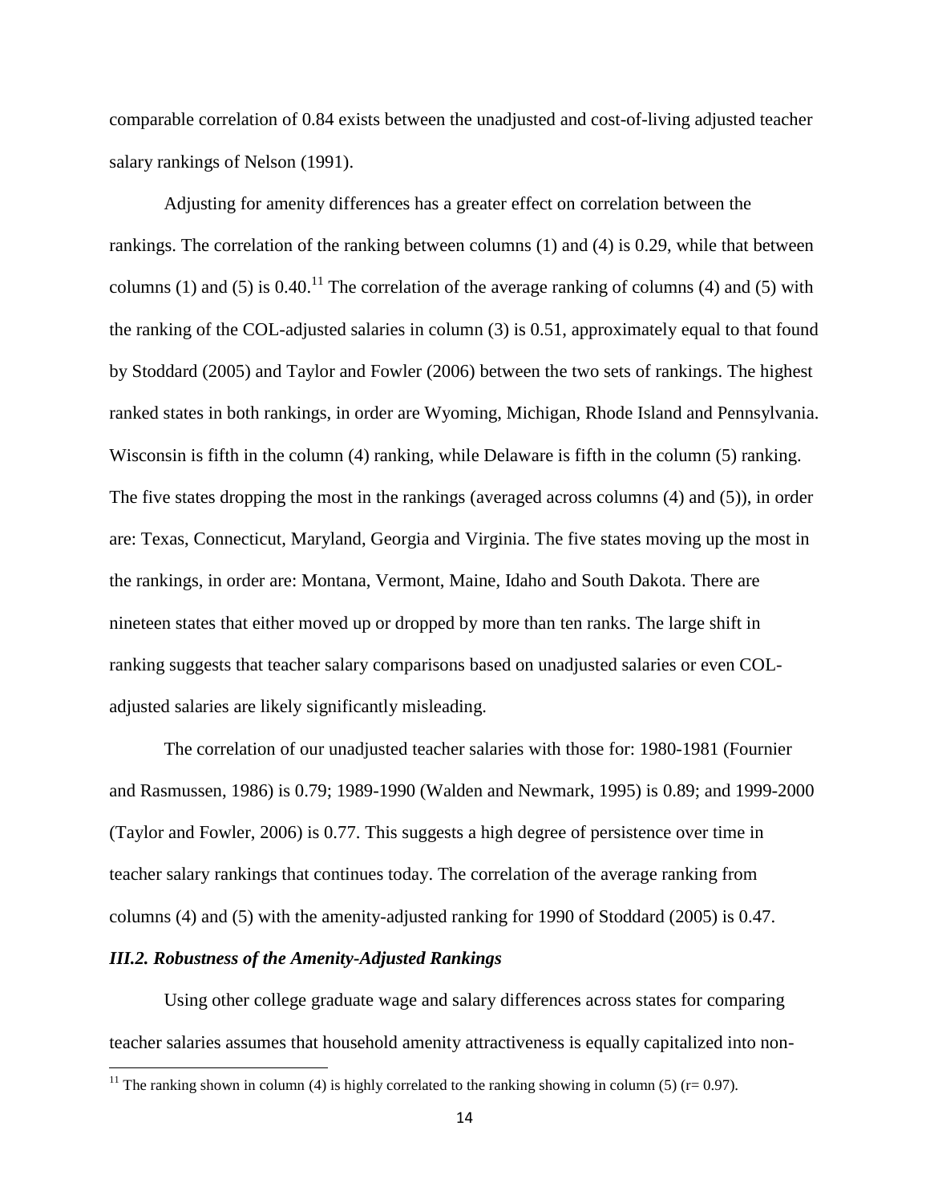comparable correlation of 0.84 exists between the unadjusted and cost-of-living adjusted teacher salary rankings of Nelson (1991).

Adjusting for amenity differences has a greater effect on correlation between the rankings. The correlation of the ranking between columns (1) and (4) is 0.29, while that between columns (1) and (5) is 0.40.[11] The correlation of the average ranking of columns (4) and (5) with the ranking of the COL-adjusted salaries in column (3) is 0.51, approximately equal to that found by Stoddard (2005) and Taylor and Fowler (2006) between the two sets of rankings. The highest ranked states in both rankings, in order are Wyoming, Michigan, Rhode Island and Pennsylvania. Wisconsin is fifth in the column (4) ranking, while Delaware is fifth in the column (5) ranking. The five states dropping the most in the rankings (averaged across columns (4) and (5)), in order are: Texas, Connecticut, Maryland, Georgia and Virginia. The five states moving up the most in the rankings, in order are: Montana, Vermont, Maine, Idaho and South Dakota. There are nineteen states that either moved up or dropped by more than ten ranks. The large shift in ranking suggests that teacher salary comparisons based on unadjusted salaries or even COL-adjusted salaries are likely significantly misleading.

The correlation of our unadjusted teacher salaries with those for: 1980-1981 (Fournier and Rasmussen, 1986) is 0.79; 1989-1990 (Walden and Newmark, 1995) is 0.89; and 1999-2000 (Taylor and Fowler, 2006) is 0.77. This suggests a high degree of persistence over time in teacher salary rankings that continues today. The correlation of the average ranking from columns (4) and (5) with the amenity-adjusted ranking for 1990 of Stoddard (2005) is 0.47.

### *III.2. Robustness of the Amenity-Adjusted Rankings*

Using other college graduate wage and salary differences across states for comparing teacher salaries assumes that household amenity attractiveness is equally capitalized into non-

[11] The ranking shown in column (4) is highly correlated to the ranking showing in column (5) (r= 0.97).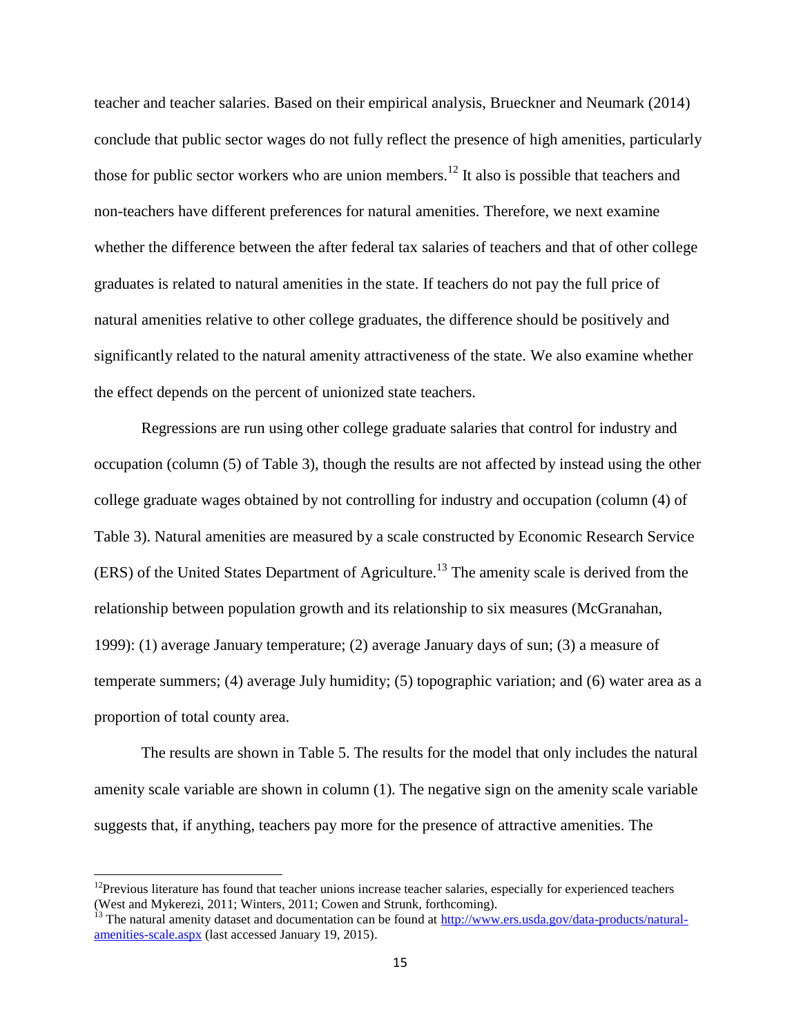teacher and teacher salaries. Based on their empirical analysis, Brueckner and Neumark (2014) conclude that public sector wages do not fully reflect the presence of high amenities, particularly those for public sector workers who are union members.[12] It also is possible that teachers and non-teachers have different preferences for natural amenities. Therefore, we next examine whether the difference between the after federal tax salaries of teachers and that of other college graduates is related to natural amenities in the state. If teachers do not pay the full price of natural amenities relative to other college graduates, the difference should be positively and significantly related to the natural amenity attractiveness of the state. We also examine whether the effect depends on the percent of unionized state teachers.

Regressions are run using other college graduate salaries that control for industry and occupation (column (5) of Table 3), though the results are not affected by instead using the other college graduate wages obtained by not controlling for industry and occupation (column (4) of Table 3). Natural amenities are measured by a scale constructed by Economic Research Service (ERS) of the United States Department of Agriculture.[13] The amenity scale is derived from the relationship between population growth and its relationship to six measures (McGranahan, 1999): (1) average January temperature; (2) average January days of sun; (3) a measure of temperate summers; (4) average July humidity; (5) topographic variation; and (6) water area as a proportion of total county area.

The results are shown in Table 5. The results for the model that only includes the natural amenity scale variable are shown in column (1). The negative sign on the amenity scale variable suggests that, if anything, teachers pay more for the presence of attractive amenities. The

---

[12] Previous literature has found that teacher unions increase teacher salaries, especially for experienced teachers (West and Mykerezi, 2011; Winters, 2011; Cowen and Strunk, forthcoming).

[13] The natural amenity dataset and documentation can be found at http://www.ers.usda.gov/data-products/natural-amenities-scale.aspx (last accessed January 19, 2015).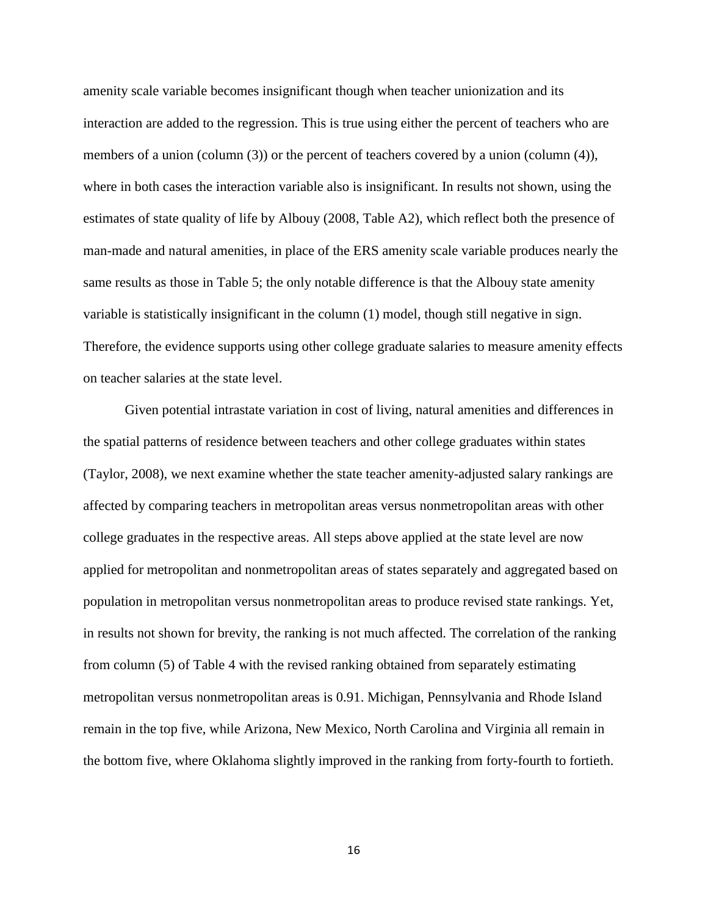amenity scale variable becomes insignificant though when teacher unionization and its interaction are added to the regression. This is true using either the percent of teachers who are members of a union (column (3)) or the percent of teachers covered by a union (column (4)), where in both cases the interaction variable also is insignificant. In results not shown, using the estimates of state quality of life by Albouy (2008, Table A2), which reflect both the presence of man-made and natural amenities, in place of the ERS amenity scale variable produces nearly the same results as those in Table 5; the only notable difference is that the Albouy state amenity variable is statistically insignificant in the column (1) model, though still negative in sign. Therefore, the evidence supports using other college graduate salaries to measure amenity effects on teacher salaries at the state level.

Given potential intrastate variation in cost of living, natural amenities and differences in the spatial patterns of residence between teachers and other college graduates within states (Taylor, 2008), we next examine whether the state teacher amenity-adjusted salary rankings are affected by comparing teachers in metropolitan areas versus nonmetropolitan areas with other college graduates in the respective areas. All steps above applied at the state level are now applied for metropolitan and nonmetropolitan areas of states separately and aggregated based on population in metropolitan versus nonmetropolitan areas to produce revised state rankings. Yet, in results not shown for brevity, the ranking is not much affected. The correlation of the ranking from column (5) of Table 4 with the revised ranking obtained from separately estimating metropolitan versus nonmetropolitan areas is 0.91. Michigan, Pennsylvania and Rhode Island remain in the top five, while Arizona, New Mexico, North Carolina and Virginia all remain in the bottom five, where Oklahoma slightly improved in the ranking from forty-fourth to fortieth.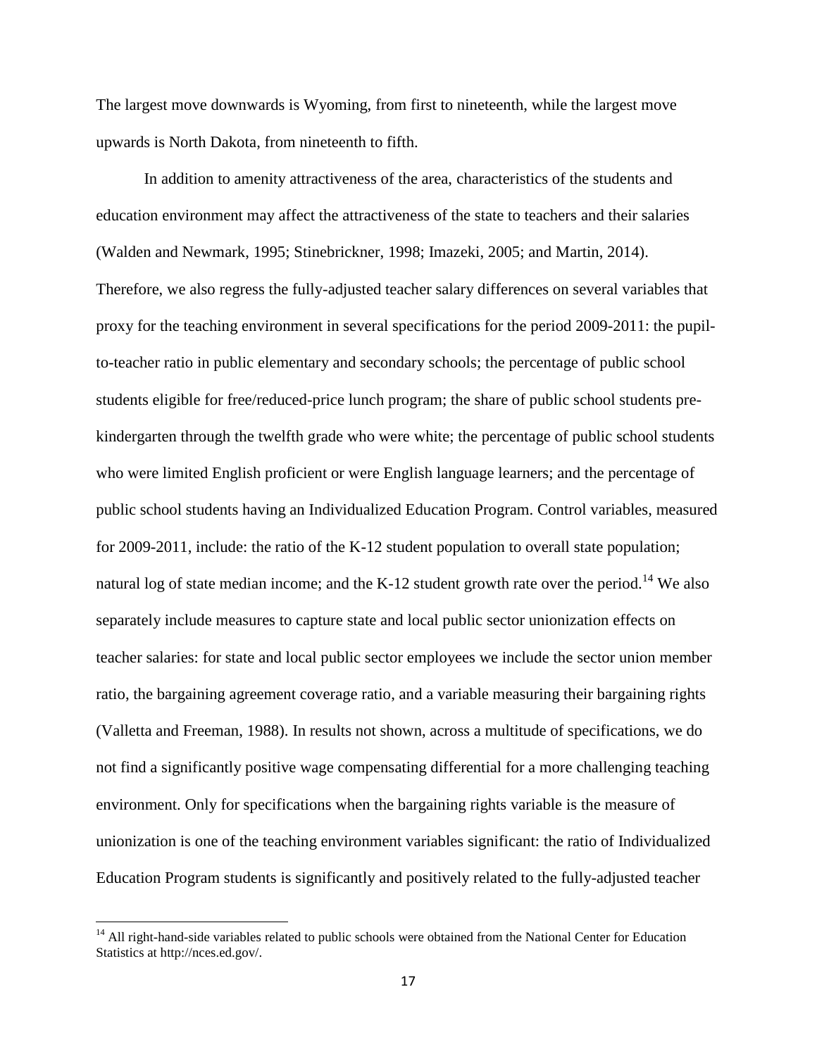The largest move downwards is Wyoming, from first to nineteenth, while the largest move upwards is North Dakota, from nineteenth to fifth.

In addition to amenity attractiveness of the area, characteristics of the students and education environment may affect the attractiveness of the state to teachers and their salaries (Walden and Newmark, 1995; Stinebrickner, 1998; Imazeki, 2005; and Martin, 2014). Therefore, we also regress the fully-adjusted teacher salary differences on several variables that proxy for the teaching environment in several specifications for the period 2009-2011: the pupil-to-teacher ratio in public elementary and secondary schools; the percentage of public school students eligible for free/reduced-price lunch program; the share of public school students pre-kindergarten through the twelfth grade who were white; the percentage of public school students who were limited English proficient or were English language learners; and the percentage of public school students having an Individualized Education Program. Control variables, measured for 2009-2011, include: the ratio of the K-12 student population to overall state population; natural log of state median income; and the K-12 student growth rate over the period.[14] We also separately include measures to capture state and local public sector unionization effects on teacher salaries: for state and local public sector employees we include the sector union member ratio, the bargaining agreement coverage ratio, and a variable measuring their bargaining rights (Valletta and Freeman, 1988). In results not shown, across a multitude of specifications, we do not find a significantly positive wage compensating differential for a more challenging teaching environment. Only for specifications when the bargaining rights variable is the measure of unionization is one of the teaching environment variables significant: the ratio of Individualized Education Program students is significantly and positively related to the fully-adjusted teacher

[14] All right-hand-side variables related to public schools were obtained from the National Center for Education Statistics at http://nces.ed.gov/.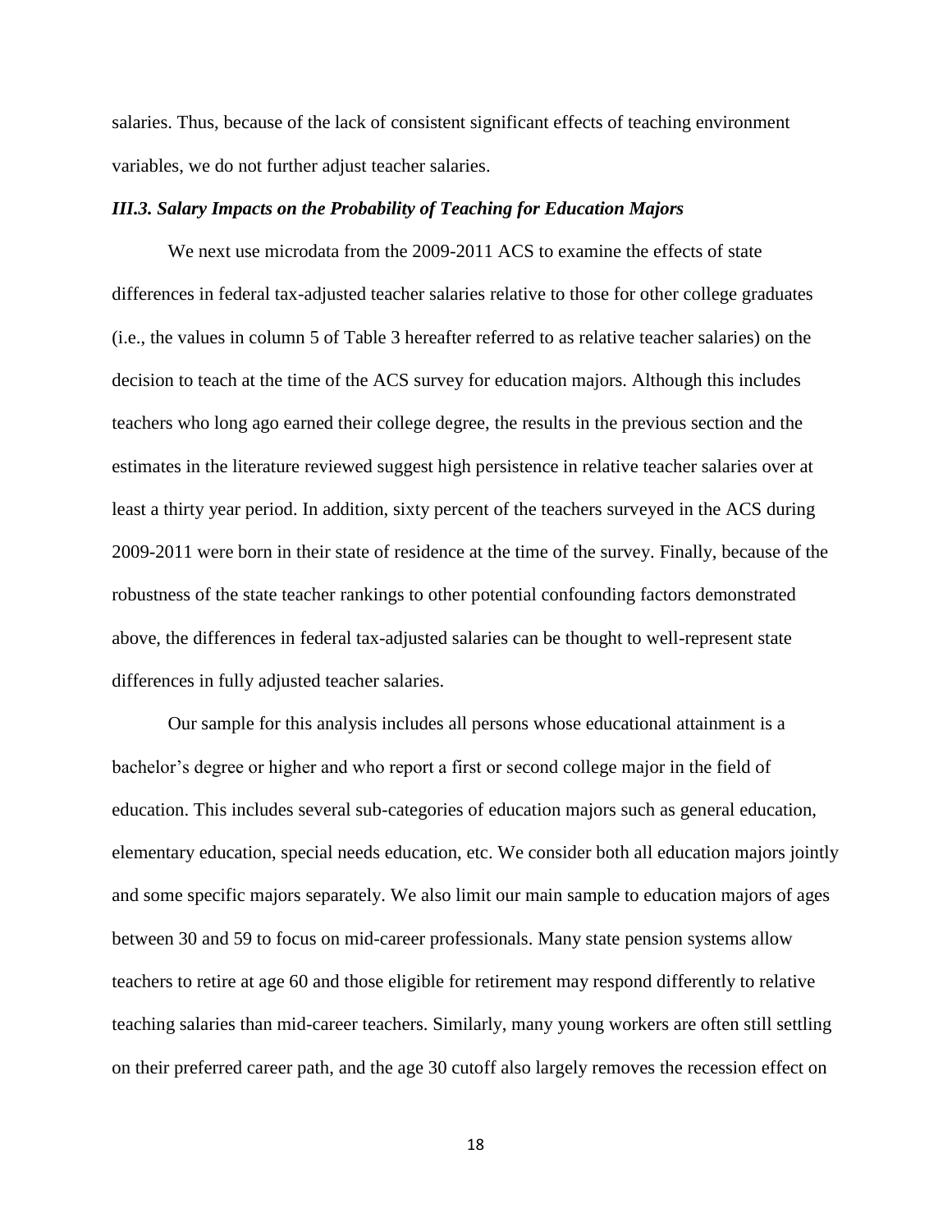salaries. Thus, because of the lack of consistent significant effects of teaching environment variables, we do not further adjust teacher salaries.

### *III.3. Salary Impacts on the Probability of Teaching for Education Majors*

We next use microdata from the 2009-2011 ACS to examine the effects of state differences in federal tax-adjusted teacher salaries relative to those for other college graduates (i.e., the values in column 5 of Table 3 hereafter referred to as relative teacher salaries) on the decision to teach at the time of the ACS survey for education majors. Although this includes teachers who long ago earned their college degree, the results in the previous section and the estimates in the literature reviewed suggest high persistence in relative teacher salaries over at least a thirty year period. In addition, sixty percent of the teachers surveyed in the ACS during 2009-2011 were born in their state of residence at the time of the survey. Finally, because of the robustness of the state teacher rankings to other potential confounding factors demonstrated above, the differences in federal tax-adjusted salaries can be thought to well-represent state differences in fully adjusted teacher salaries.

Our sample for this analysis includes all persons whose educational attainment is a bachelor's degree or higher and who report a first or second college major in the field of education. This includes several sub-categories of education majors such as general education, elementary education, special needs education, etc. We consider both all education majors jointly and some specific majors separately. We also limit our main sample to education majors of ages between 30 and 59 to focus on mid-career professionals. Many state pension systems allow teachers to retire at age 60 and those eligible for retirement may respond differently to relative teaching salaries than mid-career teachers. Similarly, many young workers are often still settling on their preferred career path, and the age 30 cutoff also largely removes the recession effect on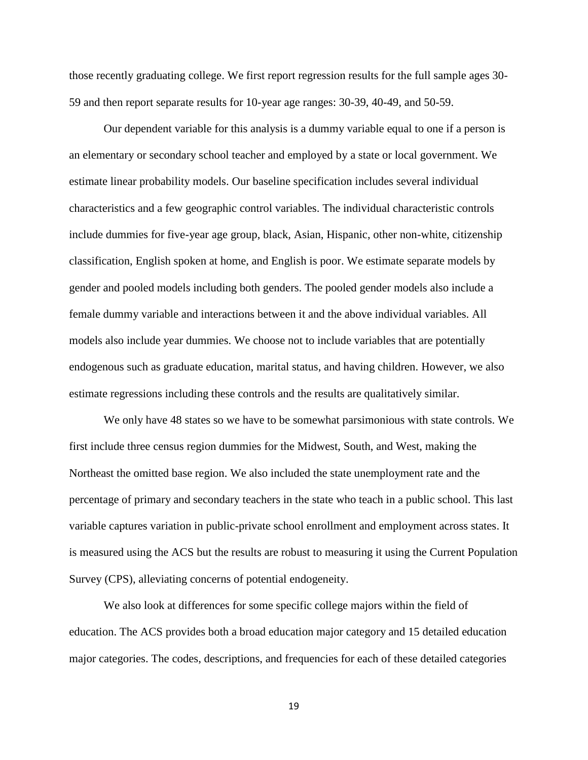those recently graduating college. We first report regression results for the full sample ages 30-59 and then report separate results for 10-year age ranges: 30-39, 40-49, and 50-59.

Our dependent variable for this analysis is a dummy variable equal to one if a person is an elementary or secondary school teacher and employed by a state or local government. We estimate linear probability models. Our baseline specification includes several individual characteristics and a few geographic control variables. The individual characteristic controls include dummies for five-year age group, black, Asian, Hispanic, other non-white, citizenship classification, English spoken at home, and English is poor. We estimate separate models by gender and pooled models including both genders. The pooled gender models also include a female dummy variable and interactions between it and the above individual variables. All models also include year dummies. We choose not to include variables that are potentially endogenous such as graduate education, marital status, and having children. However, we also estimate regressions including these controls and the results are qualitatively similar.

We only have 48 states so we have to be somewhat parsimonious with state controls. We first include three census region dummies for the Midwest, South, and West, making the Northeast the omitted base region. We also included the state unemployment rate and the percentage of primary and secondary teachers in the state who teach in a public school. This last variable captures variation in public-private school enrollment and employment across states. It is measured using the ACS but the results are robust to measuring it using the Current Population Survey (CPS), alleviating concerns of potential endogeneity.

We also look at differences for some specific college majors within the field of education. The ACS provides both a broad education major category and 15 detailed education major categories. The codes, descriptions, and frequencies for each of these detailed categories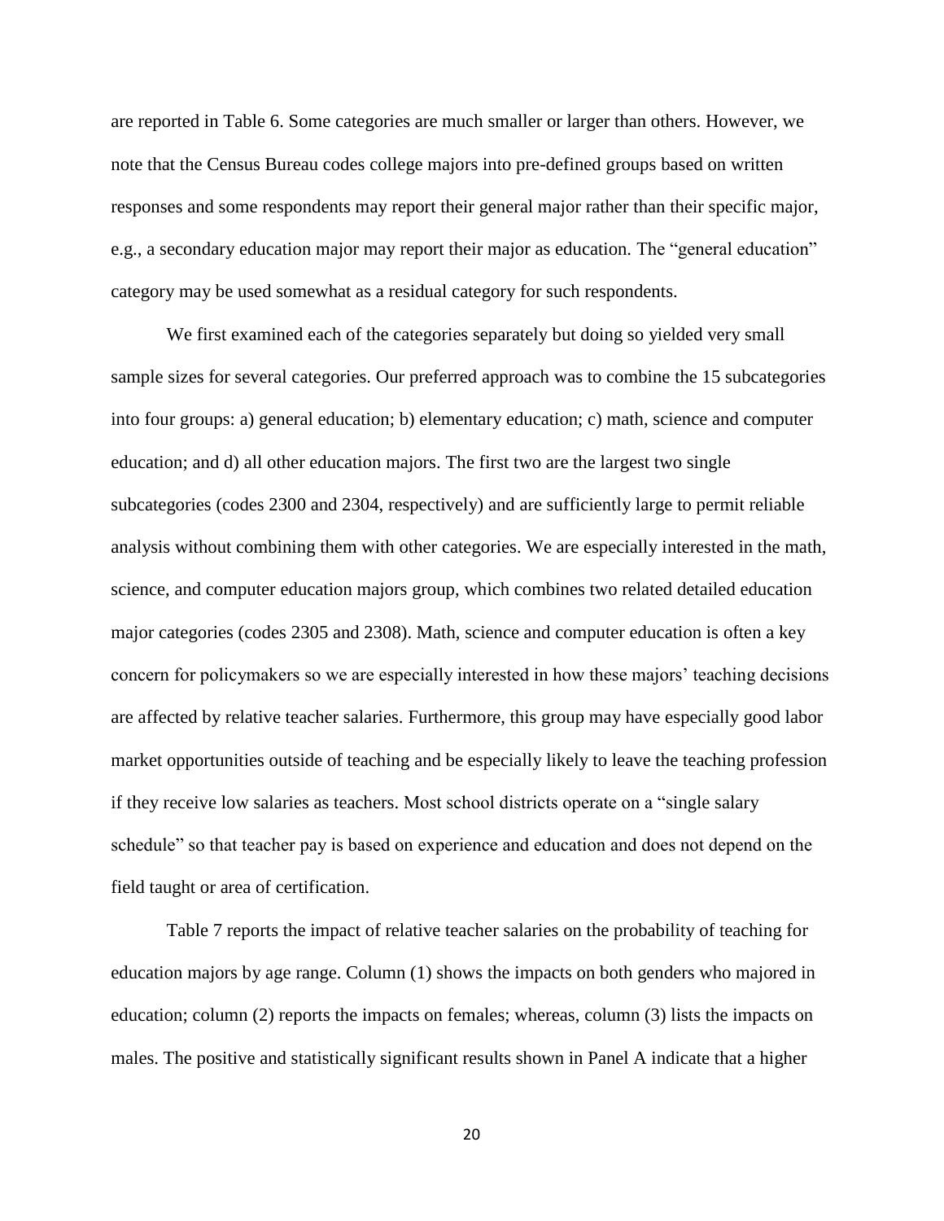are reported in Table 6. Some categories are much smaller or larger than others. However, we note that the Census Bureau codes college majors into pre-defined groups based on written responses and some respondents may report their general major rather than their specific major, e.g., a secondary education major may report their major as education. The "general education" category may be used somewhat as a residual category for such respondents.

We first examined each of the categories separately but doing so yielded very small sample sizes for several categories. Our preferred approach was to combine the 15 subcategories into four groups: a) general education; b) elementary education; c) math, science and computer education; and d) all other education majors. The first two are the largest two single subcategories (codes 2300 and 2304, respectively) and are sufficiently large to permit reliable analysis without combining them with other categories. We are especially interested in the math, science, and computer education majors group, which combines two related detailed education major categories (codes 2305 and 2308). Math, science and computer education is often a key concern for policymakers so we are especially interested in how these majors' teaching decisions are affected by relative teacher salaries. Furthermore, this group may have especially good labor market opportunities outside of teaching and be especially likely to leave the teaching profession if they receive low salaries as teachers. Most school districts operate on a "single salary schedule" so that teacher pay is based on experience and education and does not depend on the field taught or area of certification.

Table 7 reports the impact of relative teacher salaries on the probability of teaching for education majors by age range. Column (1) shows the impacts on both genders who majored in education; column (2) reports the impacts on females; whereas, column (3) lists the impacts on males. The positive and statistically significant results shown in Panel A indicate that a higher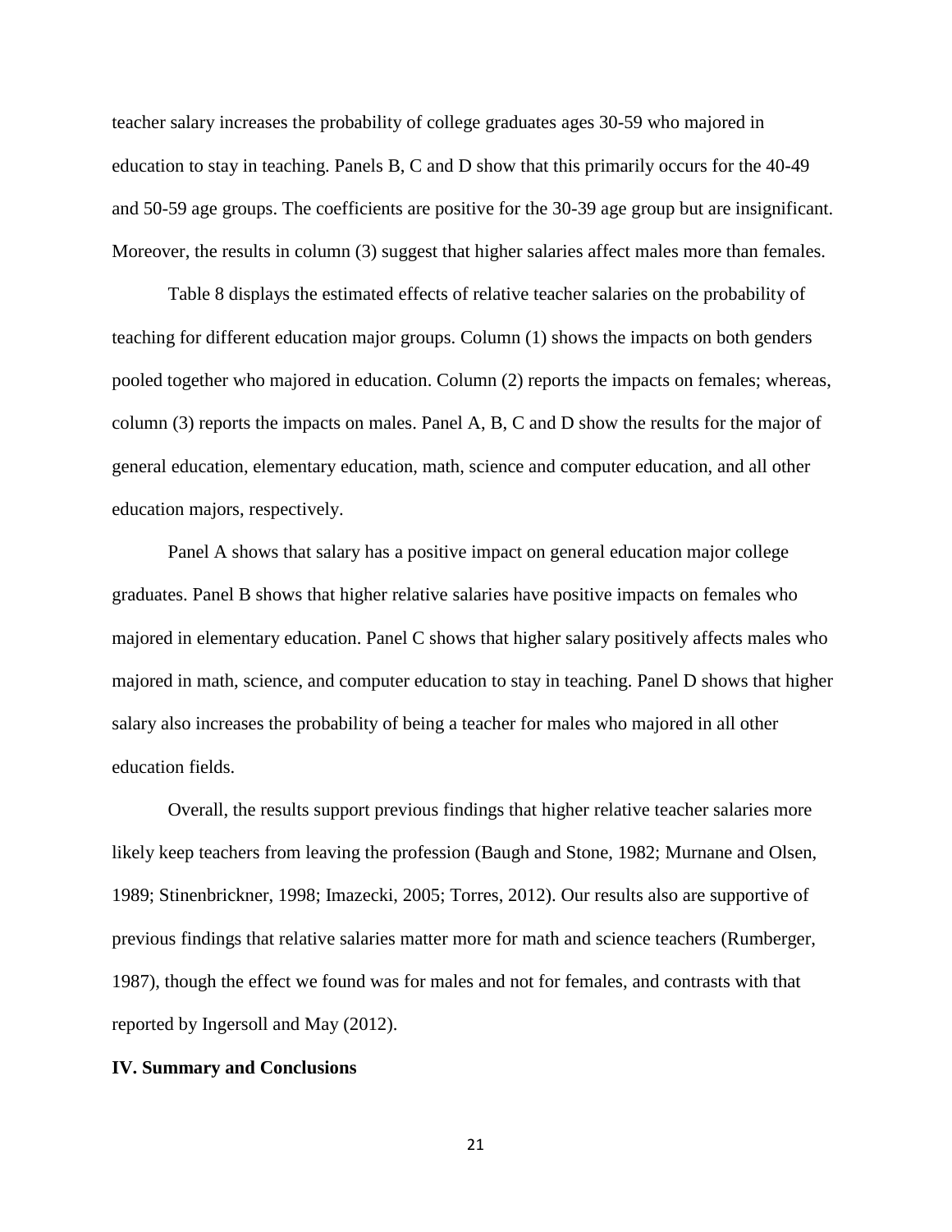teacher salary increases the probability of college graduates ages 30-59 who majored in education to stay in teaching. Panels B, C and D show that this primarily occurs for the 40-49 and 50-59 age groups. The coefficients are positive for the 30-39 age group but are insignificant. Moreover, the results in column (3) suggest that higher salaries affect males more than females.

Table 8 displays the estimated effects of relative teacher salaries on the probability of teaching for different education major groups. Column (1) shows the impacts on both genders pooled together who majored in education. Column (2) reports the impacts on females; whereas, column (3) reports the impacts on males. Panel A, B, C and D show the results for the major of general education, elementary education, math, science and computer education, and all other education majors, respectively.

Panel A shows that salary has a positive impact on general education major college graduates. Panel B shows that higher relative salaries have positive impacts on females who majored in elementary education. Panel C shows that higher salary positively affects males who majored in math, science, and computer education to stay in teaching. Panel D shows that higher salary also increases the probability of being a teacher for males who majored in all other education fields.

Overall, the results support previous findings that higher relative teacher salaries more likely keep teachers from leaving the profession (Baugh and Stone, 1982; Murnane and Olsen, 1989; Stinenbrickner, 1998; Imazecki, 2005; Torres, 2012). Our results also are supportive of previous findings that relative salaries matter more for math and science teachers (Rumberger, 1987), though the effect we found was for males and not for females, and contrasts with that reported by Ingersoll and May (2012).

**IV. Summary and Conclusions**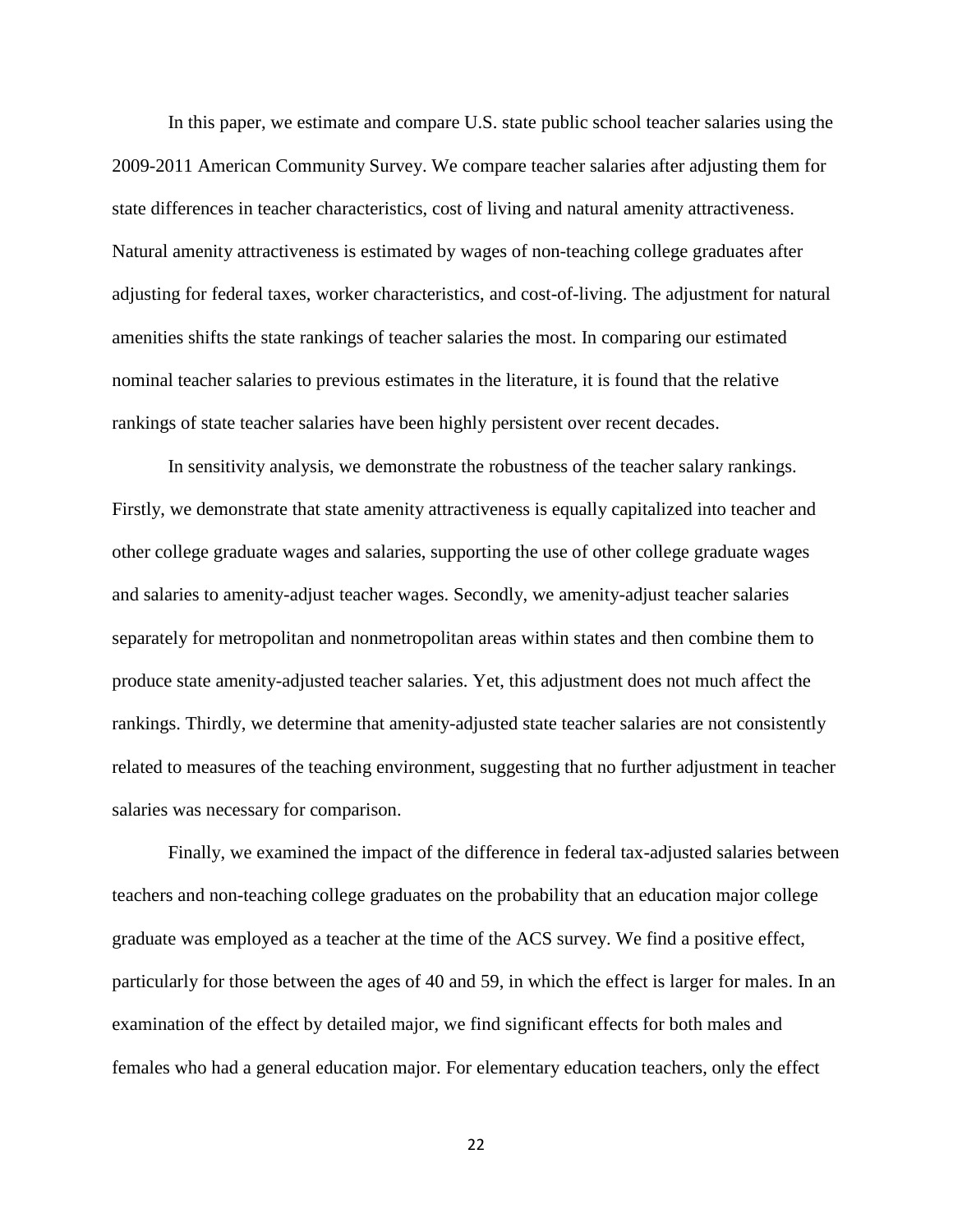In this paper, we estimate and compare U.S. state public school teacher salaries using the 2009-2011 American Community Survey. We compare teacher salaries after adjusting them for state differences in teacher characteristics, cost of living and natural amenity attractiveness. Natural amenity attractiveness is estimated by wages of non-teaching college graduates after adjusting for federal taxes, worker characteristics, and cost-of-living. The adjustment for natural amenities shifts the state rankings of teacher salaries the most. In comparing our estimated nominal teacher salaries to previous estimates in the literature, it is found that the relative rankings of state teacher salaries have been highly persistent over recent decades.

In sensitivity analysis, we demonstrate the robustness of the teacher salary rankings. Firstly, we demonstrate that state amenity attractiveness is equally capitalized into teacher and other college graduate wages and salaries, supporting the use of other college graduate wages and salaries to amenity-adjust teacher wages. Secondly, we amenity-adjust teacher salaries separately for metropolitan and nonmetropolitan areas within states and then combine them to produce state amenity-adjusted teacher salaries. Yet, this adjustment does not much affect the rankings. Thirdly, we determine that amenity-adjusted state teacher salaries are not consistently related to measures of the teaching environment, suggesting that no further adjustment in teacher salaries was necessary for comparison.

Finally, we examined the impact of the difference in federal tax-adjusted salaries between teachers and non-teaching college graduates on the probability that an education major college graduate was employed as a teacher at the time of the ACS survey. We find a positive effect, particularly for those between the ages of 40 and 59, in which the effect is larger for males. In an examination of the effect by detailed major, we find significant effects for both males and females who had a general education major. For elementary education teachers, only the effect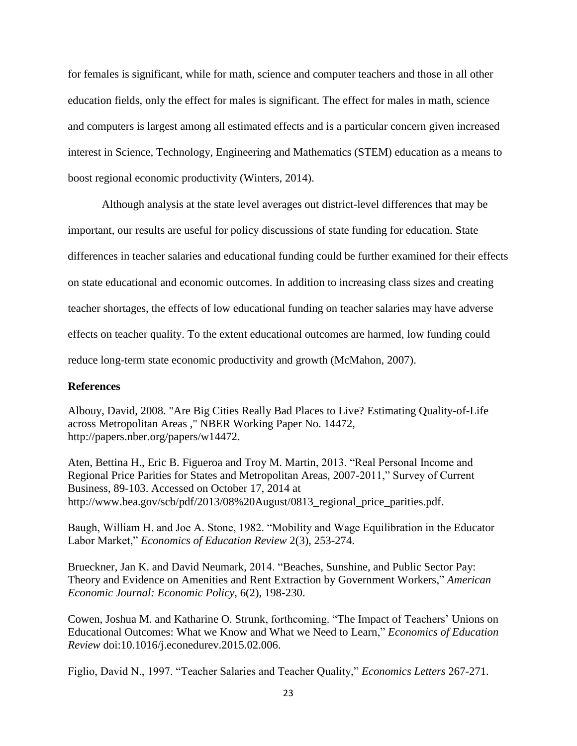for females is significant, while for math, science and computer teachers and those in all other education fields, only the effect for males is significant. The effect for males in math, science and computers is largest among all estimated effects and is a particular concern given increased interest in Science, Technology, Engineering and Mathematics (STEM) education as a means to boost regional economic productivity (Winters, 2014).

Although analysis at the state level averages out district-level differences that may be important, our results are useful for policy discussions of state funding for education. State differences in teacher salaries and educational funding could be further examined for their effects on state educational and economic outcomes. In addition to increasing class sizes and creating teacher shortages, the effects of low educational funding on teacher salaries may have adverse effects on teacher quality. To the extent educational outcomes are harmed, low funding could reduce long-term state economic productivity and growth (McMahon, 2007).

## References

Albouy, David, 2008. "Are Big Cities Really Bad Places to Live? Estimating Quality-of-Life across Metropolitan Areas ," NBER Working Paper No. 14472, http://papers.nber.org/papers/w14472.

Aten, Bettina H., Eric B. Figueroa and Troy M. Martin, 2013. "Real Personal Income and Regional Price Parities for States and Metropolitan Areas, 2007-2011," Survey of Current Business, 89-103. Accessed on October 17, 2014 at http://www.bea.gov/scb/pdf/2013/08%20August/0813_regional_price_parities.pdf.

Baugh, William H. and Joe A. Stone, 1982. "Mobility and Wage Equilibration in the Educator Labor Market," *Economics of Education Review* 2(3), 253-274.

Brueckner, Jan K. and David Neumark, 2014. "Beaches, Sunshine, and Public Sector Pay: Theory and Evidence on Amenities and Rent Extraction by Government Workers," *American Economic Journal: Economic Policy*, 6(2), 198-230.

Cowen, Joshua M. and Katharine O. Strunk, forthcoming. "The Impact of Teachers' Unions on Educational Outcomes: What we Know and What we Need to Learn," *Economics of Education Review* doi:10.1016/j.econedurev.2015.02.006.

Figlio, David N., 1997. "Teacher Salaries and Teacher Quality," *Economics Letters* 267-271.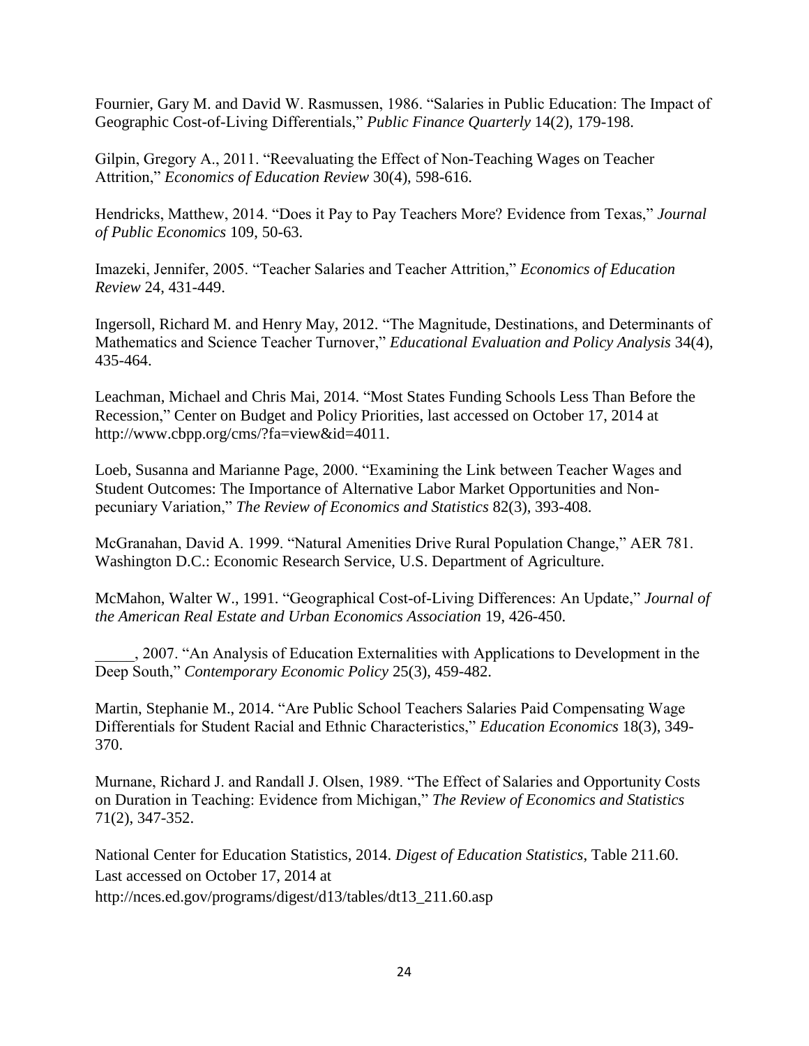Fournier, Gary M. and David W. Rasmussen, 1986. "Salaries in Public Education: The Impact of Geographic Cost-of-Living Differentials," *Public Finance Quarterly* 14(2), 179-198.

Gilpin, Gregory A., 2011. "Reevaluating the Effect of Non-Teaching Wages on Teacher Attrition," *Economics of Education Review* 30(4), 598-616.

Hendricks, Matthew, 2014. "Does it Pay to Pay Teachers More? Evidence from Texas," *Journal of Public Economics* 109, 50-63.

Imazeki, Jennifer, 2005. "Teacher Salaries and Teacher Attrition," *Economics of Education Review* 24, 431-449.

Ingersoll, Richard M. and Henry May, 2012. "The Magnitude, Destinations, and Determinants of Mathematics and Science Teacher Turnover," *Educational Evaluation and Policy Analysis* 34(4), 435-464.

Leachman, Michael and Chris Mai, 2014. "Most States Funding Schools Less Than Before the Recession," Center on Budget and Policy Priorities, last accessed on October 17, 2014 at http://www.cbpp.org/cms/?fa=view&id=4011.

Loeb, Susanna and Marianne Page, 2000. "Examining the Link between Teacher Wages and Student Outcomes: The Importance of Alternative Labor Market Opportunities and Non-pecuniary Variation," *The Review of Economics and Statistics* 82(3), 393-408.

McGranahan, David A. 1999. "Natural Amenities Drive Rural Population Change," AER 781. Washington D.C.: Economic Research Service, U.S. Department of Agriculture.

McMahon, Walter W., 1991. "Geographical Cost-of-Living Differences: An Update," *Journal of the American Real Estate and Urban Economics Association* 19, 426-450.

_____, 2007. "An Analysis of Education Externalities with Applications to Development in the Deep South," *Contemporary Economic Policy* 25(3), 459-482.

Martin, Stephanie M., 2014. "Are Public School Teachers Salaries Paid Compensating Wage Differentials for Student Racial and Ethnic Characteristics," *Education Economics* 18(3), 349-370.

Murnane, Richard J. and Randall J. Olsen, 1989. "The Effect of Salaries and Opportunity Costs on Duration in Teaching: Evidence from Michigan," *The Review of Economics and Statistics* 71(2), 347-352.

National Center for Education Statistics, 2014. *Digest of Education Statistics*, Table 211.60. Last accessed on October 17, 2014 at http://nces.ed.gov/programs/digest/d13/tables/dt13_211.60.asp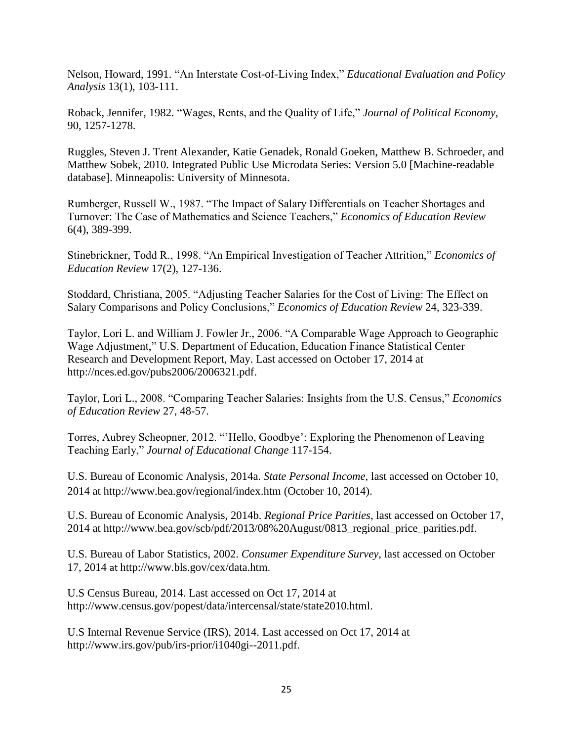Nelson, Howard, 1991. "An Interstate Cost-of-Living Index," *Educational Evaluation and Policy Analysis* 13(1), 103-111.

Roback, Jennifer, 1982. "Wages, Rents, and the Quality of Life," *Journal of Political Economy,* 90, 1257-1278.

Ruggles, Steven J. Trent Alexander, Katie Genadek, Ronald Goeken, Matthew B. Schroeder, and Matthew Sobek, 2010. Integrated Public Use Microdata Series: Version 5.0 [Machine-readable database]. Minneapolis: University of Minnesota.

Rumberger, Russell W., 1987. "The Impact of Salary Differentials on Teacher Shortages and Turnover: The Case of Mathematics and Science Teachers," *Economics of Education Review* 6(4), 389-399.

Stinebrickner, Todd R., 1998. "An Empirical Investigation of Teacher Attrition," *Economics of Education Review* 17(2), 127-136.

Stoddard, Christiana, 2005. "Adjusting Teacher Salaries for the Cost of Living: The Effect on Salary Comparisons and Policy Conclusions," *Economics of Education Review* 24, 323-339.

Taylor, Lori L. and William J. Fowler Jr., 2006. "A Comparable Wage Approach to Geographic Wage Adjustment," U.S. Department of Education, Education Finance Statistical Center Research and Development Report, May. Last accessed on October 17, 2014 at http://nces.ed.gov/pubs2006/2006321.pdf.

Taylor, Lori L., 2008. "Comparing Teacher Salaries: Insights from the U.S. Census," *Economics of Education Review* 27, 48-57.

Torres, Aubrey Scheopner, 2012. "'Hello, Goodbye': Exploring the Phenomenon of Leaving Teaching Early," *Journal of Educational Change* 117-154.

U.S. Bureau of Economic Analysis, 2014a. *State Personal Income*, last accessed on October 10, 2014 at http://www.bea.gov/regional/index.htm (October 10, 2014).

U.S. Bureau of Economic Analysis, 2014b. *Regional Price Parities*, last accessed on October 17, 2014 at http://www.bea.gov/scb/pdf/2013/08%20August/0813_regional_price_parities.pdf.

U.S. Bureau of Labor Statistics, 2002. *Consumer Expenditure Survey*, last accessed on October 17, 2014 at http://www.bls.gov/cex/data.htm.

U.S Census Bureau, 2014. Last accessed on Oct 17, 2014 at http://www.census.gov/popest/data/intercensal/state/state2010.html.

U.S Internal Revenue Service (IRS), 2014. Last accessed on Oct 17, 2014 at http://www.irs.gov/pub/irs-prior/i1040gi--2011.pdf.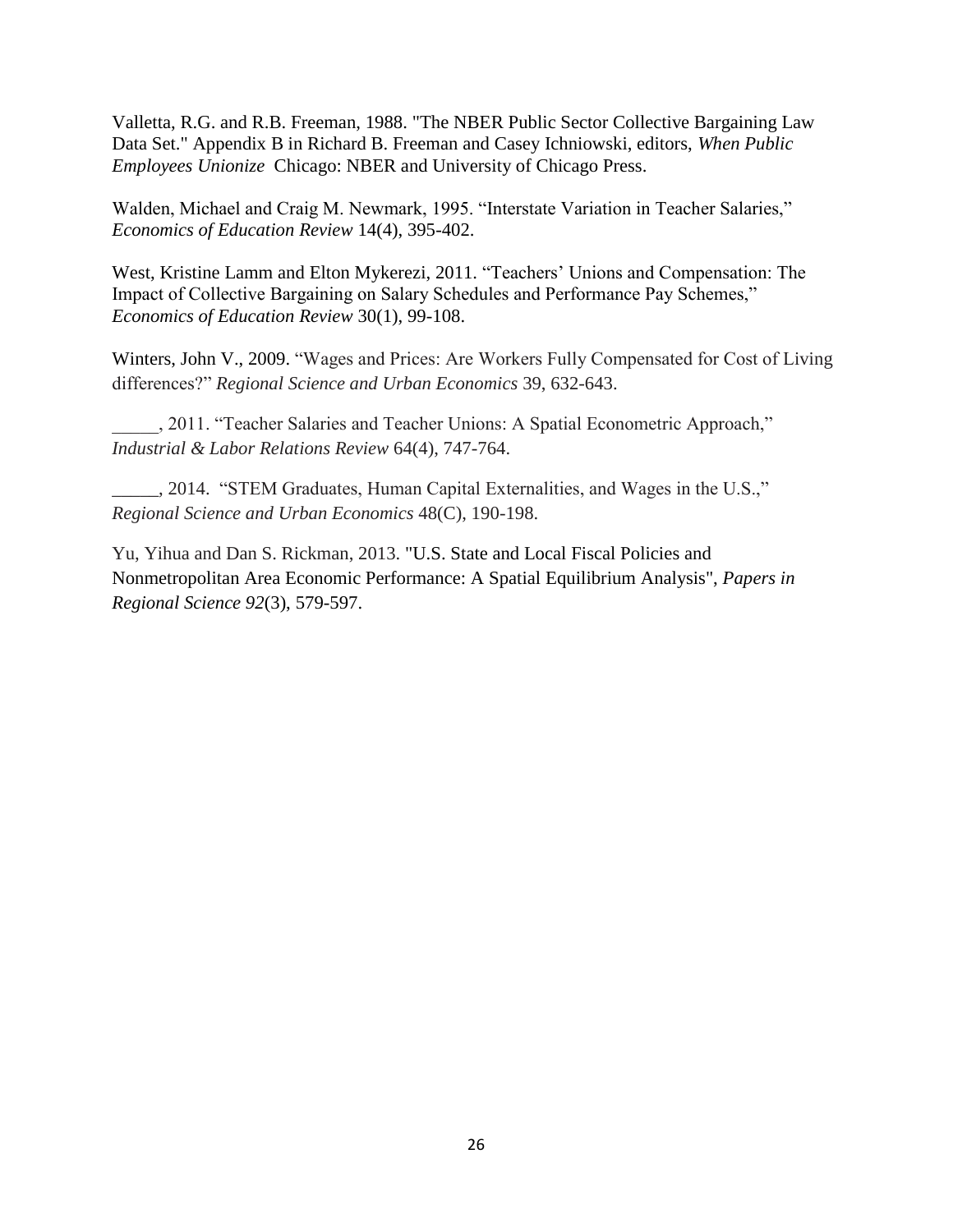Valletta, R.G. and R.B. Freeman, 1988. "The NBER Public Sector Collective Bargaining Law Data Set." Appendix B in Richard B. Freeman and Casey Ichniowski, editors, *When Public Employees Unionize* Chicago: NBER and University of Chicago Press.

Walden, Michael and Craig M. Newmark, 1995. "Interstate Variation in Teacher Salaries," *Economics of Education Review* 14(4), 395-402.

West, Kristine Lamm and Elton Mykerezi, 2011. "Teachers' Unions and Compensation: The Impact of Collective Bargaining on Salary Schedules and Performance Pay Schemes," *Economics of Education Review* 30(1), 99-108.

Winters, John V., 2009. "Wages and Prices: Are Workers Fully Compensated for Cost of Living differences?" *Regional Science and Urban Economics* 39, 632-643.

_____, 2011. "Teacher Salaries and Teacher Unions: A Spatial Econometric Approach," *Industrial & Labor Relations Review* 64(4), 747-764.

_____, 2014. "STEM Graduates, Human Capital Externalities, and Wages in the U.S.," *Regional Science and Urban Economics* 48(C), 190-198.

Yu, Yihua and Dan S. Rickman, 2013. "U.S. State and Local Fiscal Policies and Nonmetropolitan Area Economic Performance: A Spatial Equilibrium Analysis", *Papers in Regional Science 92*(3), 579-597.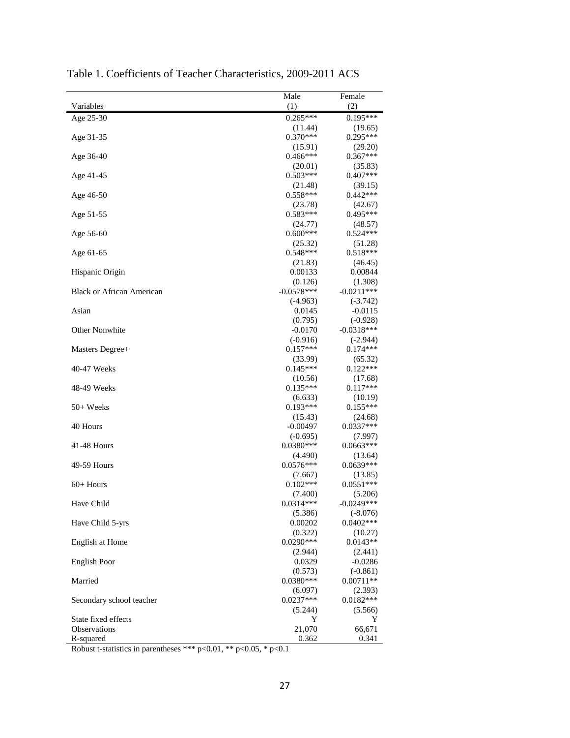Table 1. Coefficients of Teacher Characteristics, 2009-2011 ACS

| Variables | Male (1) | Female (2) |
|---|---|---|
| Age 25-30 | 0.265*** | 0.195*** |
| | (11.44) | (19.65) |
| Age 31-35 | 0.370*** | 0.295*** |
| | (15.91) | (29.20) |
| Age 36-40 | 0.466*** | 0.367*** |
| | (20.01) | (35.83) |
| Age 41-45 | 0.503*** | 0.407*** |
| | (21.48) | (39.15) |
| Age 46-50 | 0.558*** | 0.442*** |
| | (23.78) | (42.67) |
| Age 51-55 | 0.583*** | 0.495*** |
| | (24.77) | (48.57) |
| Age 56-60 | 0.600*** | 0.524*** |
| | (25.32) | (51.28) |
| Age 61-65 | 0.548*** | 0.518*** |
| | (21.83) | (46.45) |
| Hispanic Origin | 0.00133 | 0.00844 |
| | (0.126) | (1.308) |
| Black or African American | -0.0578*** | -0.0211*** |
| | (-4.963) | (-3.742) |
| Asian | 0.0145 | -0.0115 |
| | (0.795) | (-0.928) |
| Other Nonwhite | -0.0170 | -0.0318*** |
| | (-0.916) | (-2.944) |
| Masters Degree+ | 0.157*** | 0.174*** |
| | (33.99) | (65.32) |
| 40-47 Weeks | 0.145*** | 0.122*** |
| | (10.56) | (17.68) |
| 48-49 Weeks | 0.135*** | 0.117*** |
| | (6.633) | (10.19) |
| 50+ Weeks | 0.193*** | 0.155*** |
| | (15.43) | (24.68) |
| 40 Hours | -0.00497 | 0.0337*** |
| | (-0.695) | (7.997) |
| 41-48 Hours | 0.0380*** | 0.0663*** |
| | (4.490) | (13.64) |
| 49-59 Hours | 0.0576*** | 0.0639*** |
| | (7.667) | (13.85) |
| 60+ Hours | 0.102*** | 0.0551*** |
| | (7.400) | (5.206) |
| Have Child | 0.0314*** | -0.0249*** |
| | (5.386) | (-8.076) |
| Have Child 5-yrs | 0.00202 | 0.0402*** |
| | (0.322) | (10.27) |
| English at Home | 0.0290*** | 0.0143** |
| | (2.944) | (2.441) |
| English Poor | 0.0329 | -0.0286 |
| | (0.573) | (-0.861) |
| Married | 0.0380*** | 0.00711** |
| | (6.097) | (2.393) |
| Secondary school teacher | 0.0237*** | 0.0182*** |
| | (5.244) | (5.566) |
| State fixed effects | Y | Y |
| Observations | 21,070 | 66,671 |
| R-squared | 0.362 | 0.341 |

Robust t-statistics in parentheses *** p<0.01, ** p<0.05, * p<0.1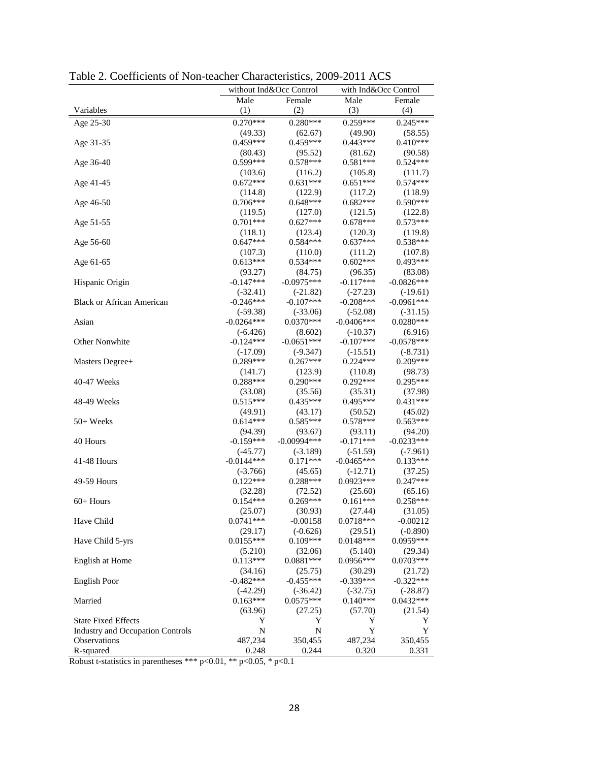Table 2. Coefficients of Non-teacher Characteristics, 2009-2011 ACS

| | without Ind&Occ Control | | with Ind&Occ Control | |
|---|---|---|---|---|
| | Male | Female | Male | Female |
| Variables | (1) | (2) | (3) | (4) |
| Age 25-30 | 0.270*** | 0.280*** | 0.259*** | 0.245*** |
| | (49.33) | (62.67) | (49.90) | (58.55) |
| Age 31-35 | 0.459*** | 0.459*** | 0.443*** | 0.410*** |
| | (80.43) | (95.52) | (81.62) | (90.58) |
| Age 36-40 | 0.599*** | 0.578*** | 0.581*** | 0.524*** |
| | (103.6) | (116.2) | (105.8) | (111.7) |
| Age 41-45 | 0.672*** | 0.631*** | 0.651*** | 0.574*** |
| | (114.8) | (122.9) | (117.2) | (118.9) |
| Age 46-50 | 0.706*** | 0.648*** | 0.682*** | 0.590*** |
| | (119.5) | (127.0) | (121.5) | (122.8) |
| Age 51-55 | 0.701*** | 0.627*** | 0.678*** | 0.573*** |
| | (118.1) | (123.4) | (120.3) | (119.8) |
| Age 56-60 | 0.647*** | 0.584*** | 0.637*** | 0.538*** |
| | (107.3) | (110.0) | (111.2) | (107.8) |
| Age 61-65 | 0.613*** | 0.534*** | 0.602*** | 0.493*** |
| | (93.27) | (84.75) | (96.35) | (83.08) |
| Hispanic Origin | -0.147*** | -0.0975*** | -0.117*** | -0.0826*** |
| | (-32.41) | (-21.82) | (-27.23) | (-19.61) |
| Black or African American | -0.246*** | -0.107*** | -0.208*** | -0.0961*** |
| | (-59.38) | (-33.06) | (-52.08) | (-31.15) |
| Asian | -0.0264*** | 0.0370*** | -0.0406*** | 0.0280*** |
| | (-6.426) | (8.602) | (-10.37) | (6.916) |
| Other Nonwhite | -0.124*** | -0.0651*** | -0.107*** | -0.0578*** |
| | (-17.09) | (-9.347) | (-15.51) | (-8.731) |
| Masters Degree+ | 0.289*** | 0.267*** | 0.224*** | 0.209*** |
| | (141.7) | (123.9) | (110.8) | (98.73) |
| 40-47 Weeks | 0.288*** | 0.290*** | 0.292*** | 0.295*** |
| | (33.08) | (35.56) | (35.31) | (37.98) |
| 48-49 Weeks | 0.515*** | 0.435*** | 0.495*** | 0.431*** |
| | (49.91) | (43.17) | (50.52) | (45.02) |
| 50+ Weeks | 0.614*** | 0.585*** | 0.578*** | 0.563*** |
| | (94.39) | (93.67) | (93.11) | (94.20) |
| 40 Hours | -0.159*** | -0.00994*** | -0.171*** | -0.0233*** |
| | (-45.77) | (-3.189) | (-51.59) | (-7.961) |
| 41-48 Hours | -0.0144*** | 0.171*** | -0.0465*** | 0.133*** |
| | (-3.766) | (45.65) | (-12.71) | (37.25) |
| 49-59 Hours | 0.122*** | 0.288*** | 0.0923*** | 0.247*** |
| | (32.28) | (72.52) | (25.60) | (65.16) |
| 60+ Hours | 0.154*** | 0.269*** | 0.161*** | 0.258*** |
| | (25.07) | (30.93) | (27.44) | (31.05) |
| Have Child | 0.0741*** | -0.00158 | 0.0718*** | -0.00212 |
| | (29.17) | (-0.626) | (29.51) | (-0.890) |
| Have Child 5-yrs | 0.0155*** | 0.109*** | 0.0148*** | 0.0959*** |
| | (5.210) | (32.06) | (5.140) | (29.34) |
| English at Home | 0.113*** | 0.0881*** | 0.0956*** | 0.0703*** |
| | (34.16) | (25.75) | (30.29) | (21.72) |
| English Poor | -0.482*** | -0.455*** | -0.339*** | -0.322*** |
| | (-42.29) | (-36.42) | (-32.75) | (-28.87) |
| Married | 0.163*** | 0.0575*** | 0.140*** | 0.0432*** |
| | (63.96) | (27.25) | (57.70) | (21.54) |
| State Fixed Effects | Y | Y | Y | Y |
| Industry and Occupation Controls | N | N | Y | Y |
| Observations | 487,234 | 350,455 | 487,234 | 350,455 |
| R-squared | 0.248 | 0.244 | 0.320 | 0.331 |

Robust t-statistics in parentheses *** p<0.01, ** p<0.05, * p<0.1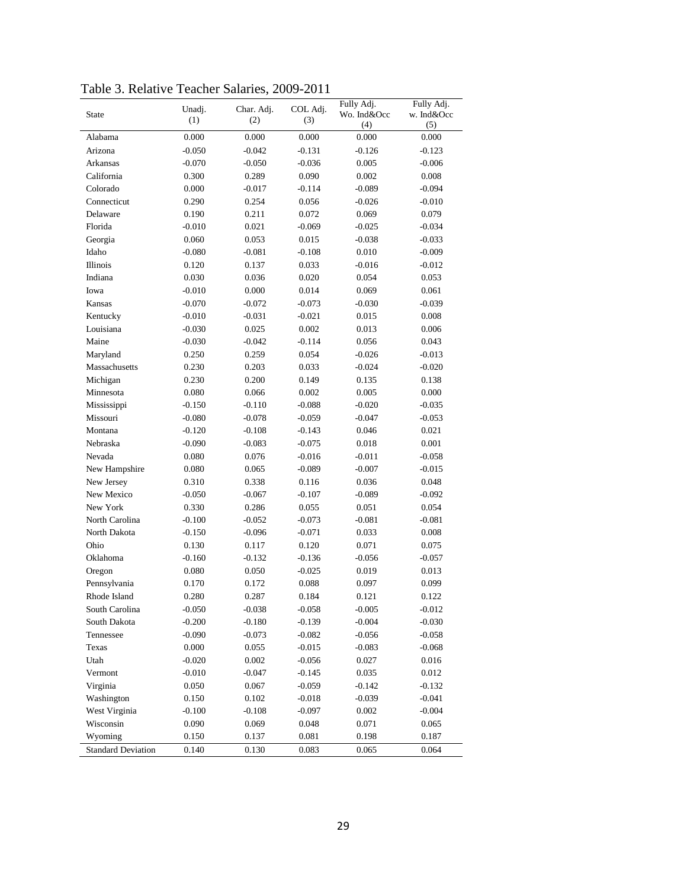Table 3. Relative Teacher Salaries, 2009-2011

| State | Unadj. (1) | Char. Adj. (2) | COL Adj. (3) | Fully Adj. Wo. Ind&Occ (4) | Fully Adj. w. Ind&Occ (5) |
|---|---|---|---|---|---|
| Alabama | 0.000 | 0.000 | 0.000 | 0.000 | 0.000 |
| Arizona | -0.050 | -0.042 | -0.131 | -0.126 | -0.123 |
| Arkansas | -0.070 | -0.050 | -0.036 | 0.005 | -0.006 |
| California | 0.300 | 0.289 | 0.090 | 0.002 | 0.008 |
| Colorado | 0.000 | -0.017 | -0.114 | -0.089 | -0.094 |
| Connecticut | 0.290 | 0.254 | 0.056 | -0.026 | -0.010 |
| Delaware | 0.190 | 0.211 | 0.072 | 0.069 | 0.079 |
| Florida | -0.010 | 0.021 | -0.069 | -0.025 | -0.034 |
| Georgia | 0.060 | 0.053 | 0.015 | -0.038 | -0.033 |
| Idaho | -0.080 | -0.081 | -0.108 | 0.010 | -0.009 |
| Illinois | 0.120 | 0.137 | 0.033 | -0.016 | -0.012 |
| Indiana | 0.030 | 0.036 | 0.020 | 0.054 | 0.053 |
| Iowa | -0.010 | 0.000 | 0.014 | 0.069 | 0.061 |
| Kansas | -0.070 | -0.072 | -0.073 | -0.030 | -0.039 |
| Kentucky | -0.010 | -0.031 | -0.021 | 0.015 | 0.008 |
| Louisiana | -0.030 | 0.025 | 0.002 | 0.013 | 0.006 |
| Maine | -0.030 | -0.042 | -0.114 | 0.056 | 0.043 |
| Maryland | 0.250 | 0.259 | 0.054 | -0.026 | -0.013 |
| Massachusetts | 0.230 | 0.203 | 0.033 | -0.024 | -0.020 |
| Michigan | 0.230 | 0.200 | 0.149 | 0.135 | 0.138 |
| Minnesota | 0.080 | 0.066 | 0.002 | 0.005 | 0.000 |
| Mississippi | -0.150 | -0.110 | -0.088 | -0.020 | -0.035 |
| Missouri | -0.080 | -0.078 | -0.059 | -0.047 | -0.053 |
| Montana | -0.120 | -0.108 | -0.143 | 0.046 | 0.021 |
| Nebraska | -0.090 | -0.083 | -0.075 | 0.018 | 0.001 |
| Nevada | 0.080 | 0.076 | -0.016 | -0.011 | -0.058 |
| New Hampshire | 0.080 | 0.065 | -0.089 | -0.007 | -0.015 |
| New Jersey | 0.310 | 0.338 | 0.116 | 0.036 | 0.048 |
| New Mexico | -0.050 | -0.067 | -0.107 | -0.089 | -0.092 |
| New York | 0.330 | 0.286 | 0.055 | 0.051 | 0.054 |
| North Carolina | -0.100 | -0.052 | -0.073 | -0.081 | -0.081 |
| North Dakota | -0.150 | -0.096 | -0.071 | 0.033 | 0.008 |
| Ohio | 0.130 | 0.117 | 0.120 | 0.071 | 0.075 |
| Oklahoma | -0.160 | -0.132 | -0.136 | -0.056 | -0.057 |
| Oregon | 0.080 | 0.050 | -0.025 | 0.019 | 0.013 |
| Pennsylvania | 0.170 | 0.172 | 0.088 | 0.097 | 0.099 |
| Rhode Island | 0.280 | 0.287 | 0.184 | 0.121 | 0.122 |
| South Carolina | -0.050 | -0.038 | -0.058 | -0.005 | -0.012 |
| South Dakota | -0.200 | -0.180 | -0.139 | -0.004 | -0.030 |
| Tennessee | -0.090 | -0.073 | -0.082 | -0.056 | -0.058 |
| Texas | 0.000 | 0.055 | -0.015 | -0.083 | -0.068 |
| Utah | -0.020 | 0.002 | -0.056 | 0.027 | 0.016 |
| Vermont | -0.010 | -0.047 | -0.145 | 0.035 | 0.012 |
| Virginia | 0.050 | 0.067 | -0.059 | -0.142 | -0.132 |
| Washington | 0.150 | 0.102 | -0.018 | -0.039 | -0.041 |
| West Virginia | -0.100 | -0.108 | -0.097 | 0.002 | -0.004 |
| Wisconsin | 0.090 | 0.069 | 0.048 | 0.071 | 0.065 |
| Wyoming | 0.150 | 0.137 | 0.081 | 0.198 | 0.187 |
| Standard Deviation | 0.140 | 0.130 | 0.083 | 0.065 | 0.064 |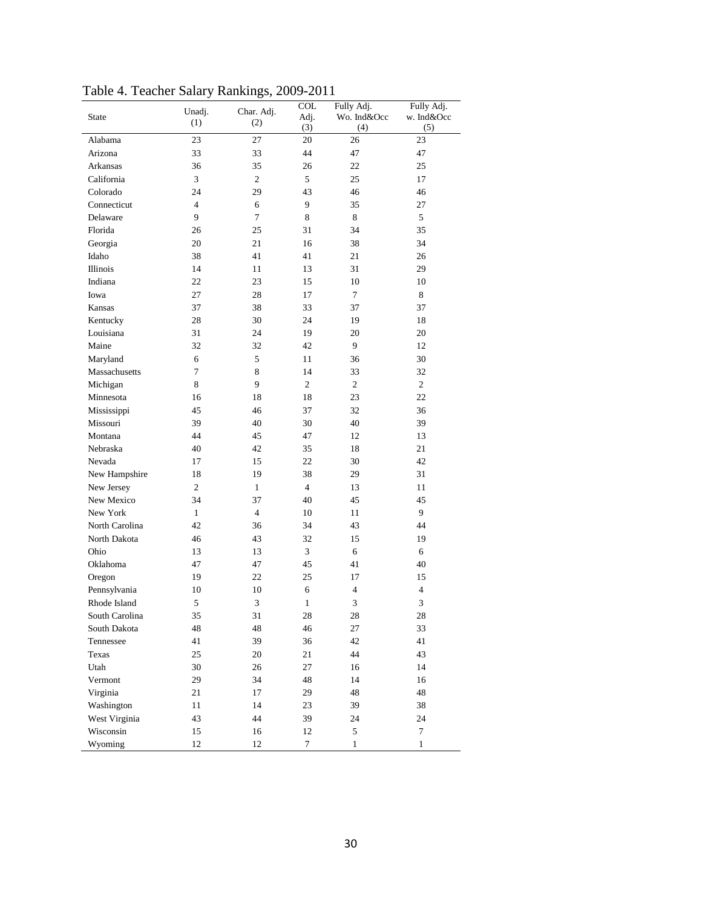Table 4. Teacher Salary Rankings, 2009-2011

| State | Unadj. (1) | Char. Adj. (2) | COL Adj. (3) | Fully Adj. Wo. Ind&Occ (4) | Fully Adj. w. Ind&Occ (5) |
|---|---|---|---|---|---|
| Alabama | 23 | 27 | 20 | 26 | 23 |
| Arizona | 33 | 33 | 44 | 47 | 47 |
| Arkansas | 36 | 35 | 26 | 22 | 25 |
| California | 3 | 2 | 5 | 25 | 17 |
| Colorado | 24 | 29 | 43 | 46 | 46 |
| Connecticut | 4 | 6 | 9 | 35 | 27 |
| Delaware | 9 | 7 | 8 | 8 | 5 |
| Florida | 26 | 25 | 31 | 34 | 35 |
| Georgia | 20 | 21 | 16 | 38 | 34 |
| Idaho | 38 | 41 | 41 | 21 | 26 |
| Illinois | 14 | 11 | 13 | 31 | 29 |
| Indiana | 22 | 23 | 15 | 10 | 10 |
| Iowa | 27 | 28 | 17 | 7 | 8 |
| Kansas | 37 | 38 | 33 | 37 | 37 |
| Kentucky | 28 | 30 | 24 | 19 | 18 |
| Louisiana | 31 | 24 | 19 | 20 | 20 |
| Maine | 32 | 32 | 42 | 9 | 12 |
| Maryland | 6 | 5 | 11 | 36 | 30 |
| Massachusetts | 7 | 8 | 14 | 33 | 32 |
| Michigan | 8 | 9 | 2 | 2 | 2 |
| Minnesota | 16 | 18 | 18 | 23 | 22 |
| Mississippi | 45 | 46 | 37 | 32 | 36 |
| Missouri | 39 | 40 | 30 | 40 | 39 |
| Montana | 44 | 45 | 47 | 12 | 13 |
| Nebraska | 40 | 42 | 35 | 18 | 21 |
| Nevada | 17 | 15 | 22 | 30 | 42 |
| New Hampshire | 18 | 19 | 38 | 29 | 31 |
| New Jersey | 2 | 1 | 4 | 13 | 11 |
| New Mexico | 34 | 37 | 40 | 45 | 45 |
| New York | 1 | 4 | 10 | 11 | 9 |
| North Carolina | 42 | 36 | 34 | 43 | 44 |
| North Dakota | 46 | 43 | 32 | 15 | 19 |
| Ohio | 13 | 13 | 3 | 6 | 6 |
| Oklahoma | 47 | 47 | 45 | 41 | 40 |
| Oregon | 19 | 22 | 25 | 17 | 15 |
| Pennsylvania | 10 | 10 | 6 | 4 | 4 |
| Rhode Island | 5 | 3 | 1 | 3 | 3 |
| South Carolina | 35 | 31 | 28 | 28 | 28 |
| South Dakota | 48 | 48 | 46 | 27 | 33 |
| Tennessee | 41 | 39 | 36 | 42 | 41 |
| Texas | 25 | 20 | 21 | 44 | 43 |
| Utah | 30 | 26 | 27 | 16 | 14 |
| Vermont | 29 | 34 | 48 | 14 | 16 |
| Virginia | 21 | 17 | 29 | 48 | 48 |
| Washington | 11 | 14 | 23 | 39 | 38 |
| West Virginia | 43 | 44 | 39 | 24 | 24 |
| Wisconsin | 15 | 16 | 12 | 5 | 7 |
| Wyoming | 12 | 12 | 7 | 1 | 1 |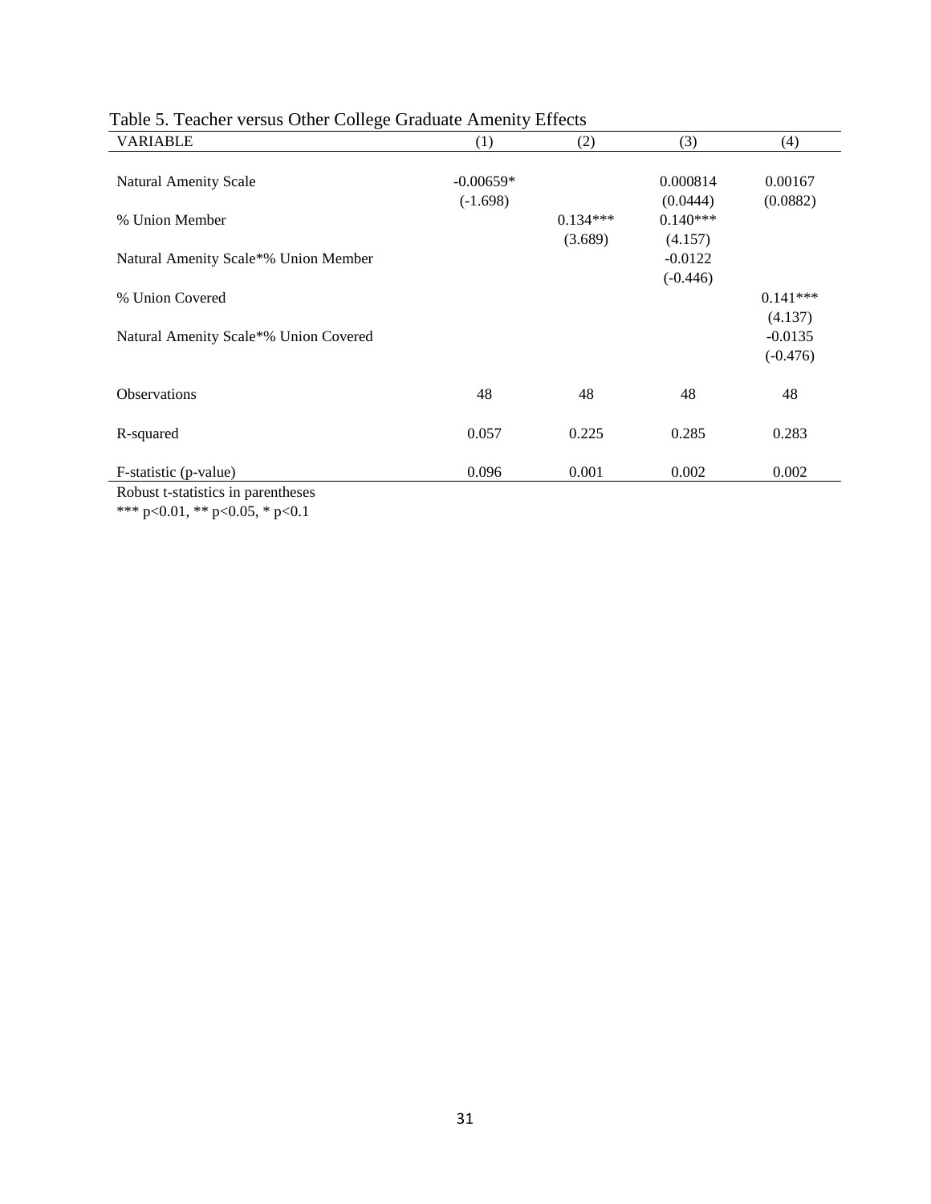Table 5. Teacher versus Other College Graduate Amenity Effects

| VARIABLE | (1) | (2) | (3) | (4) |
|---|---|---|---|---|
| Natural Amenity Scale | -0.00659* | | 0.000814 | 0.00167 |
| | (-1.698) | | (0.0444) | (0.0882) |
| % Union Member | | 0.134*** | 0.140*** | |
| | | (3.689) | (4.157) | |
| Natural Amenity Scale*% Union Member | | | -0.0122 | |
| | | | (-0.446) | |
| % Union Covered | | | | 0.141*** |
| | | | | (4.137) |
| Natural Amenity Scale*% Union Covered | | | | -0.0135 |
| | | | | (-0.476) |
| Observations | 48 | 48 | 48 | 48 |
| R-squared | 0.057 | 0.225 | 0.285 | 0.283 |
| F-statistic (p-value) | 0.096 | 0.001 | 0.002 | 0.002 |

Robust t-statistics in parentheses

*** p<0.01, ** p<0.05, * p<0.1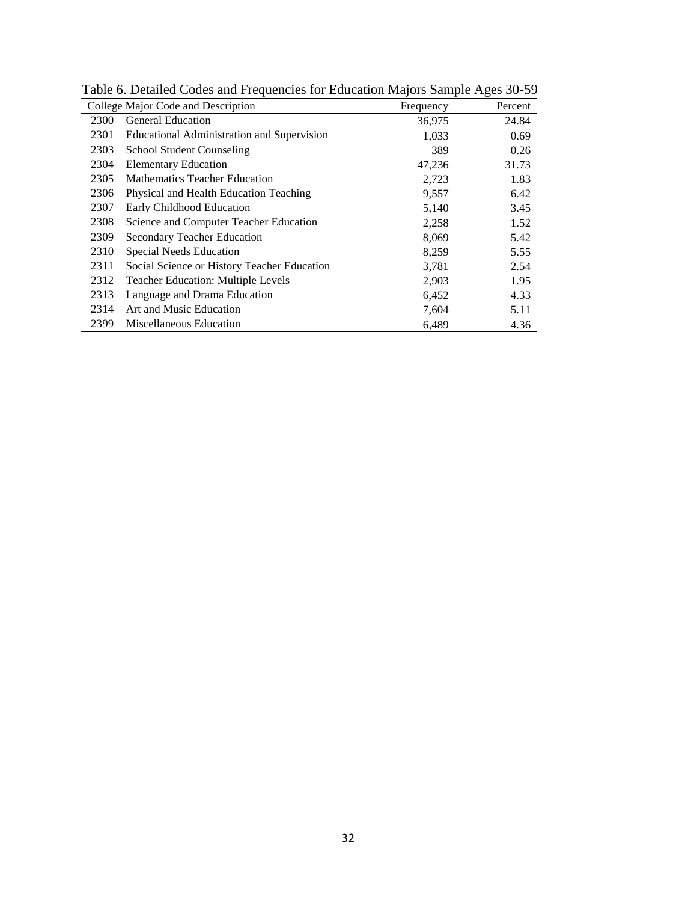Table 6. Detailed Codes and Frequencies for Education Majors Sample Ages 30-59

| College Major Code and Description | | Frequency | Percent |
|---|---|---|---|
| 2300 | General Education | 36,975 | 24.84 |
| 2301 | Educational Administration and Supervision | 1,033 | 0.69 |
| 2303 | School Student Counseling | 389 | 0.26 |
| 2304 | Elementary Education | 47,236 | 31.73 |
| 2305 | Mathematics Teacher Education | 2,723 | 1.83 |
| 2306 | Physical and Health Education Teaching | 9,557 | 6.42 |
| 2307 | Early Childhood Education | 5,140 | 3.45 |
| 2308 | Science and Computer Teacher Education | 2,258 | 1.52 |
| 2309 | Secondary Teacher Education | 8,069 | 5.42 |
| 2310 | Special Needs Education | 8,259 | 5.55 |
| 2311 | Social Science or History Teacher Education | 3,781 | 2.54 |
| 2312 | Teacher Education: Multiple Levels | 2,903 | 1.95 |
| 2313 | Language and Drama Education | 6,452 | 4.33 |
| 2314 | Art and Music Education | 7,604 | 5.11 |
| 2399 | Miscellaneous Education | 6,489 | 4.36 |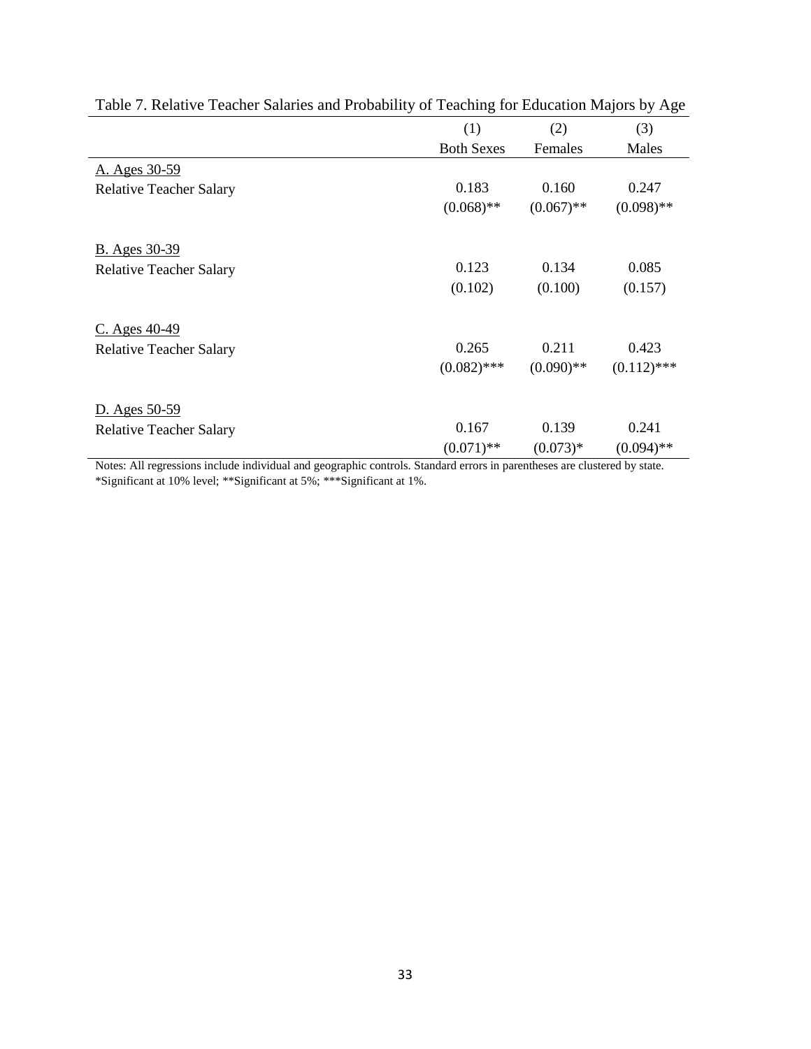Table 7. Relative Teacher Salaries and Probability of Teaching for Education Majors by Age

| | (1) | (2) | (3) |
|---|---|---|---|
| | Both Sexes | Females | Males |
| A. Ages 30-59 | | | |
| Relative Teacher Salary | 0.183 | 0.160 | 0.247 |
| | (0.068)** | (0.067)** | (0.098)** |
| B. Ages 30-39 | | | |
| Relative Teacher Salary | 0.123 | 0.134 | 0.085 |
| | (0.102) | (0.100) | (0.157) |
| C. Ages 40-49 | | | |
| Relative Teacher Salary | 0.265 | 0.211 | 0.423 |
| | (0.082)*** | (0.090)** | (0.112)*** |
| D. Ages 50-59 | | | |
| Relative Teacher Salary | 0.167 | 0.139 | 0.241 |
| | (0.071)** | (0.073)* | (0.094)** |

Notes: All regressions include individual and geographic controls. Standard errors in parentheses are clustered by state.
*Significant at 10% level; **Significant at 5%; ***Significant at 1%.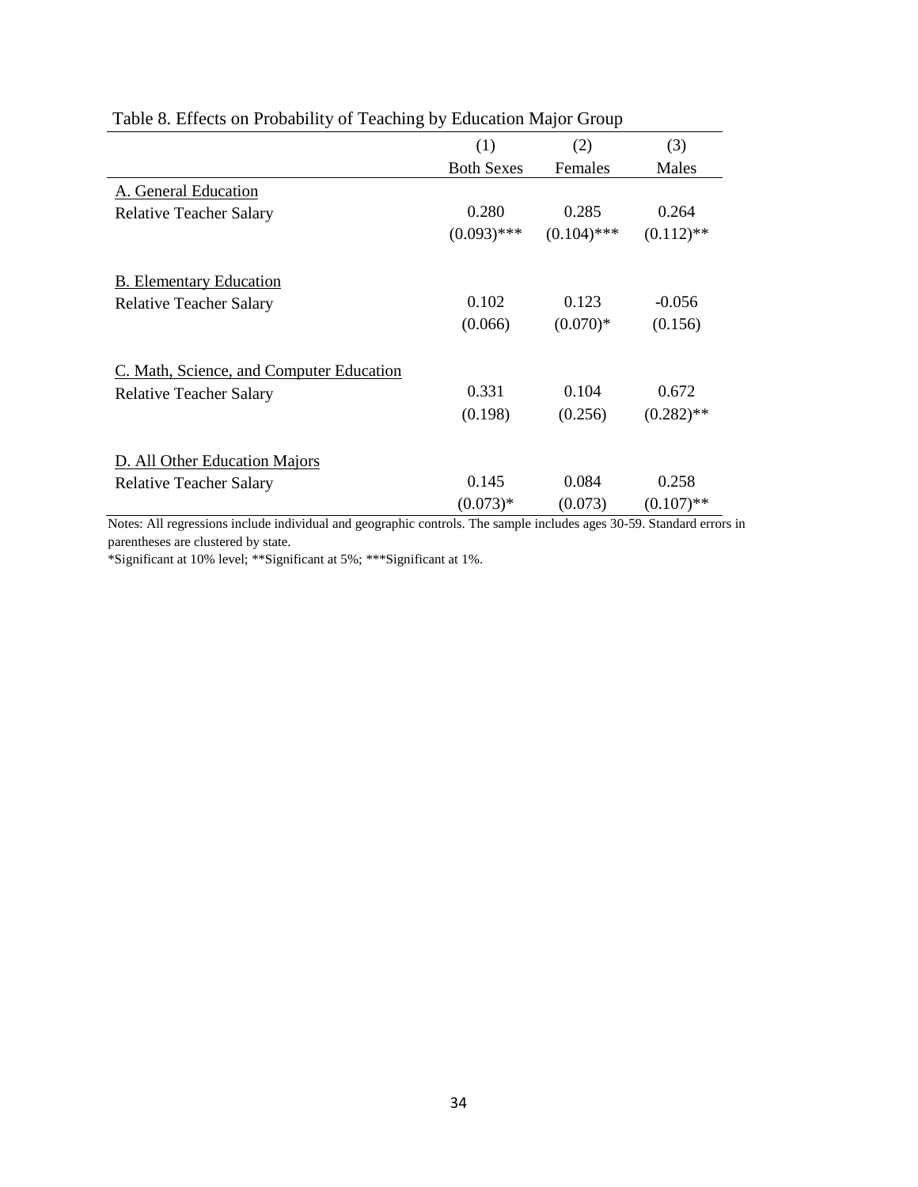Table 8. Effects on Probability of Teaching by Education Major Group

| | (1) | (2) | (3) |
|---|---|---|---|
| | Both Sexes | Females | Males |
| A. General Education | | | |
| Relative Teacher Salary | 0.280 | 0.285 | 0.264 |
| | (0.093)*** | (0.104)*** | (0.112)** |
| B. Elementary Education | | | |
| Relative Teacher Salary | 0.102 | 0.123 | -0.056 |
| | (0.066) | (0.070)* | (0.156) |
| C. Math, Science, and Computer Education | | | |
| Relative Teacher Salary | 0.331 | 0.104 | 0.672 |
| | (0.198) | (0.256) | (0.282)** |
| D. All Other Education Majors | | | |
| Relative Teacher Salary | 0.145 | 0.084 | 0.258 |
| | (0.073)* | (0.073) | (0.107)** |

Notes: All regressions include individual and geographic controls. The sample includes ages 30-59. Standard errors in parentheses are clustered by state.

*Significant at 10% level; **Significant at 5%; ***Significant at 1%.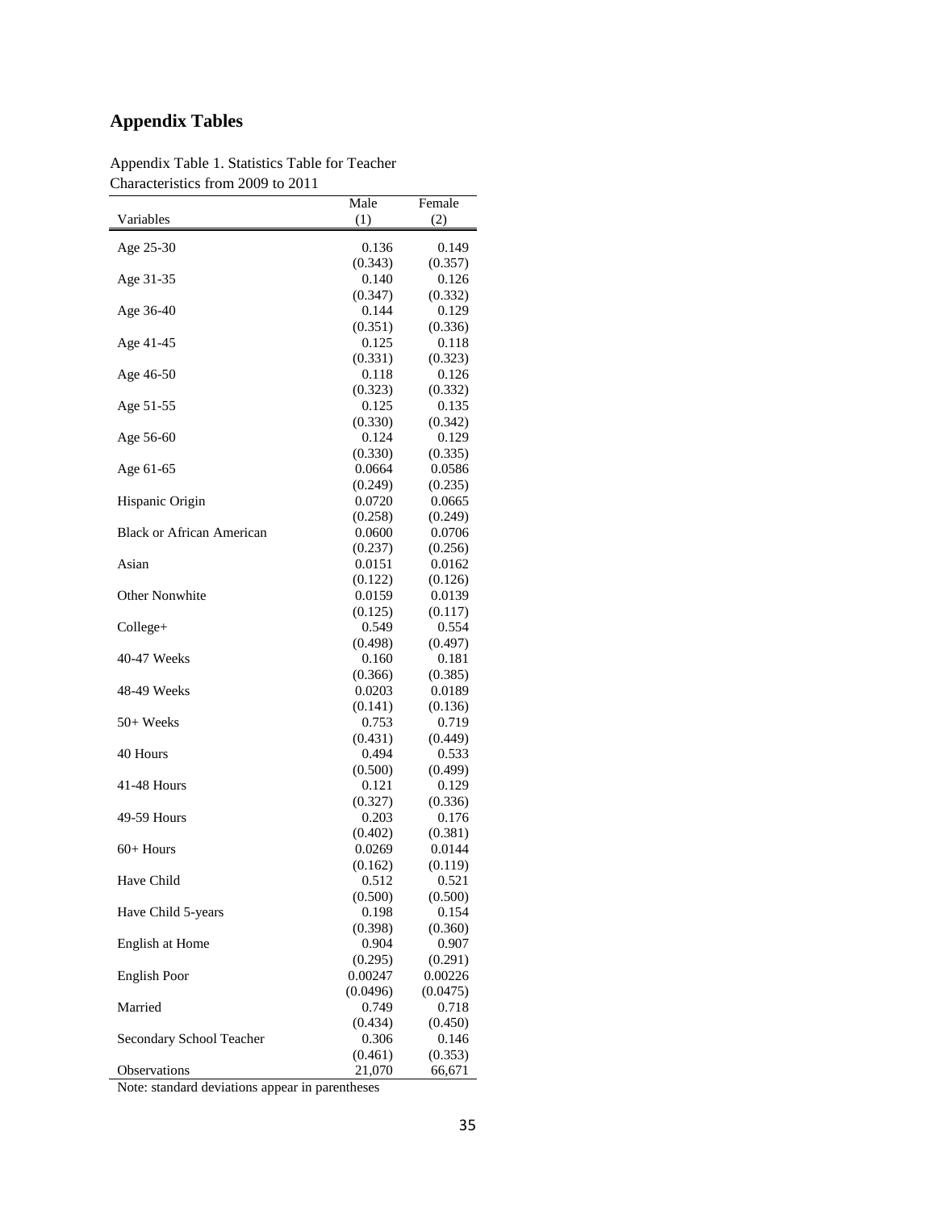# Appendix Tables

Appendix Table 1. Statistics Table for Teacher Characteristics from 2009 to 2011

| Variables | Male (1) | Female (2) |
|---|---|---|
| Age 25-30 | 0.136 | 0.149 |
| | (0.343) | (0.357) |
| Age 31-35 | 0.140 | 0.126 |
| | (0.347) | (0.332) |
| Age 36-40 | 0.144 | 0.129 |
| | (0.351) | (0.336) |
| Age 41-45 | 0.125 | 0.118 |
| | (0.331) | (0.323) |
| Age 46-50 | 0.118 | 0.126 |
| | (0.323) | (0.332) |
| Age 51-55 | 0.125 | 0.135 |
| | (0.330) | (0.342) |
| Age 56-60 | 0.124 | 0.129 |
| | (0.330) | (0.335) |
| Age 61-65 | 0.0664 | 0.0586 |
| | (0.249) | (0.235) |
| Hispanic Origin | 0.0720 | 0.0665 |
| | (0.258) | (0.249) |
| Black or African American | 0.0600 | 0.0706 |
| | (0.237) | (0.256) |
| Asian | 0.0151 | 0.0162 |
| | (0.122) | (0.126) |
| Other Nonwhite | 0.0159 | 0.0139 |
| | (0.125) | (0.117) |
| College+ | 0.549 | 0.554 |
| | (0.498) | (0.497) |
| 40-47 Weeks | 0.160 | 0.181 |
| | (0.366) | (0.385) |
| 48-49 Weeks | 0.0203 | 0.0189 |
| | (0.141) | (0.136) |
| 50+ Weeks | 0.753 | 0.719 |
| | (0.431) | (0.449) |
| 40 Hours | 0.494 | 0.533 |
| | (0.500) | (0.499) |
| 41-48 Hours | 0.121 | 0.129 |
| | (0.327) | (0.336) |
| 49-59 Hours | 0.203 | 0.176 |
| | (0.402) | (0.381) |
| 60+ Hours | 0.0269 | 0.0144 |
| | (0.162) | (0.119) |
| Have Child | 0.512 | 0.521 |
| | (0.500) | (0.500) |
| Have Child 5-years | 0.198 | 0.154 |
| | (0.398) | (0.360) |
| English at Home | 0.904 | 0.907 |
| | (0.295) | (0.291) |
| English Poor | 0.00247 | 0.00226 |
| | (0.0496) | (0.0475) |
| Married | 0.749 | 0.718 |
| | (0.434) | (0.450) |
| Secondary School Teacher | 0.306 | 0.146 |
| | (0.461) | (0.353) |
| Observations | 21,070 | 66,671 |

Note: standard deviations appear in parentheses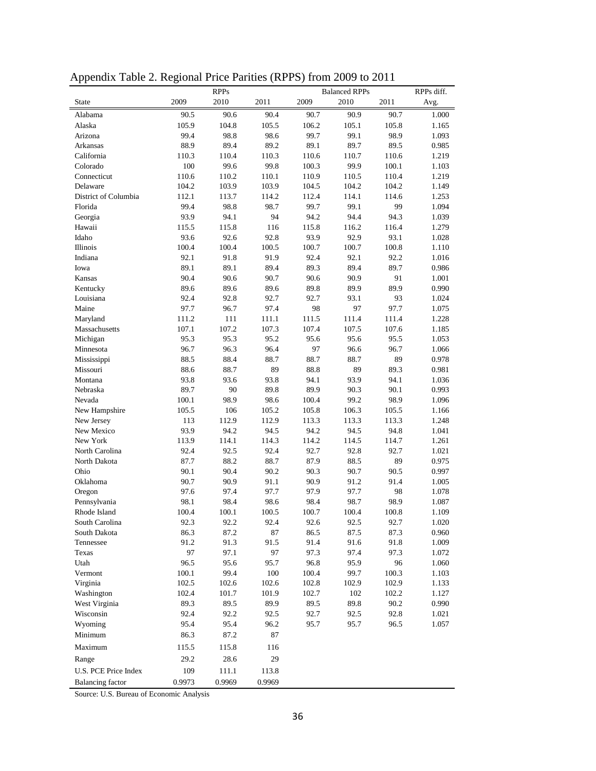# Appendix Table 2. Regional Price Parities (RPPS) from 2009 to 2011

| | RPPs | | | Balanced RPPs | | | RPPs diff. |
|---|---|---|---|---|---|---|---|
| State | 2009 | 2010 | 2011 | 2009 | 2010 | 2011 | Avg. |
| Alabama | 90.5 | 90.6 | 90.4 | 90.7 | 90.9 | 90.7 | 1.000 |
| Alaska | 105.9 | 104.8 | 105.5 | 106.2 | 105.1 | 105.8 | 1.165 |
| Arizona | 99.4 | 98.8 | 98.6 | 99.7 | 99.1 | 98.9 | 1.093 |
| Arkansas | 88.9 | 89.4 | 89.2 | 89.1 | 89.7 | 89.5 | 0.985 |
| California | 110.3 | 110.4 | 110.3 | 110.6 | 110.7 | 110.6 | 1.219 |
| Colorado | 100 | 99.6 | 99.8 | 100.3 | 99.9 | 100.1 | 1.103 |
| Connecticut | 110.6 | 110.2 | 110.1 | 110.9 | 110.5 | 110.4 | 1.219 |
| Delaware | 104.2 | 103.9 | 103.9 | 104.5 | 104.2 | 104.2 | 1.149 |
| District of Columbia | 112.1 | 113.7 | 114.2 | 112.4 | 114.1 | 114.6 | 1.253 |
| Florida | 99.4 | 98.8 | 98.7 | 99.7 | 99.1 | 99 | 1.094 |
| Georgia | 93.9 | 94.1 | 94 | 94.2 | 94.4 | 94.3 | 1.039 |
| Hawaii | 115.5 | 115.8 | 116 | 115.8 | 116.2 | 116.4 | 1.279 |
| Idaho | 93.6 | 92.6 | 92.8 | 93.9 | 92.9 | 93.1 | 1.028 |
| Illinois | 100.4 | 100.4 | 100.5 | 100.7 | 100.7 | 100.8 | 1.110 |
| Indiana | 92.1 | 91.8 | 91.9 | 92.4 | 92.1 | 92.2 | 1.016 |
| Iowa | 89.1 | 89.1 | 89.4 | 89.3 | 89.4 | 89.7 | 0.986 |
| Kansas | 90.4 | 90.6 | 90.7 | 90.6 | 90.9 | 91 | 1.001 |
| Kentucky | 89.6 | 89.6 | 89.6 | 89.8 | 89.9 | 89.9 | 0.990 |
| Louisiana | 92.4 | 92.8 | 92.7 | 92.7 | 93.1 | 93 | 1.024 |
| Maine | 97.7 | 96.7 | 97.4 | 98 | 97 | 97.7 | 1.075 |
| Maryland | 111.2 | 111 | 111.1 | 111.5 | 111.4 | 111.4 | 1.228 |
| Massachusetts | 107.1 | 107.2 | 107.3 | 107.4 | 107.5 | 107.6 | 1.185 |
| Michigan | 95.3 | 95.3 | 95.2 | 95.6 | 95.6 | 95.5 | 1.053 |
| Minnesota | 96.7 | 96.3 | 96.4 | 97 | 96.6 | 96.7 | 1.066 |
| Mississippi | 88.5 | 88.4 | 88.7 | 88.7 | 88.7 | 89 | 0.978 |
| Missouri | 88.6 | 88.7 | 89 | 88.8 | 89 | 89.3 | 0.981 |
| Montana | 93.8 | 93.6 | 93.8 | 94.1 | 93.9 | 94.1 | 1.036 |
| Nebraska | 89.7 | 90 | 89.8 | 89.9 | 90.3 | 90.1 | 0.993 |
| Nevada | 100.1 | 98.9 | 98.6 | 100.4 | 99.2 | 98.9 | 1.096 |
| New Hampshire | 105.5 | 106 | 105.2 | 105.8 | 106.3 | 105.5 | 1.166 |
| New Jersey | 113 | 112.9 | 112.9 | 113.3 | 113.3 | 113.3 | 1.248 |
| New Mexico | 93.9 | 94.2 | 94.5 | 94.2 | 94.5 | 94.8 | 1.041 |
| New York | 113.9 | 114.1 | 114.3 | 114.2 | 114.5 | 114.7 | 1.261 |
| North Carolina | 92.4 | 92.5 | 92.4 | 92.7 | 92.8 | 92.7 | 1.021 |
| North Dakota | 87.7 | 88.2 | 88.7 | 87.9 | 88.5 | 89 | 0.975 |
| Ohio | 90.1 | 90.4 | 90.2 | 90.3 | 90.7 | 90.5 | 0.997 |
| Oklahoma | 90.7 | 90.9 | 91.1 | 90.9 | 91.2 | 91.4 | 1.005 |
| Oregon | 97.6 | 97.4 | 97.7 | 97.9 | 97.7 | 98 | 1.078 |
| Pennsylvania | 98.1 | 98.4 | 98.6 | 98.4 | 98.7 | 98.9 | 1.087 |
| Rhode Island | 100.4 | 100.1 | 100.5 | 100.7 | 100.4 | 100.8 | 1.109 |
| South Carolina | 92.3 | 92.2 | 92.4 | 92.6 | 92.5 | 92.7 | 1.020 |
| South Dakota | 86.3 | 87.2 | 87 | 86.5 | 87.5 | 87.3 | 0.960 |
| Tennessee | 91.2 | 91.3 | 91.5 | 91.4 | 91.6 | 91.8 | 1.009 |
| Texas | 97 | 97.1 | 97 | 97.3 | 97.4 | 97.3 | 1.072 |
| Utah | 96.5 | 95.6 | 95.7 | 96.8 | 95.9 | 96 | 1.060 |
| Vermont | 100.1 | 99.4 | 100 | 100.4 | 99.7 | 100.3 | 1.103 |
| Virginia | 102.5 | 102.6 | 102.6 | 102.8 | 102.9 | 102.9 | 1.133 |
| Washington | 102.4 | 101.7 | 101.9 | 102.7 | 102 | 102.2 | 1.127 |
| West Virginia | 89.3 | 89.5 | 89.9 | 89.5 | 89.8 | 90.2 | 0.990 |
| Wisconsin | 92.4 | 92.2 | 92.5 | 92.7 | 92.5 | 92.8 | 1.021 |
| Wyoming | 95.4 | 95.4 | 96.2 | 95.7 | 95.7 | 96.5 | 1.057 |
| Minimum | 86.3 | 87.2 | 87 | | | | |
| Maximum | 115.5 | 115.8 | 116 | | | | |
| Range | 29.2 | 28.6 | 29 | | | | |
| U.S. PCE Price Index | 109 | 111.1 | 113.8 | | | | |
| Balancing factor | 0.9973 | 0.9969 | 0.9969 | | | | |

Source: U.S. Bureau of Economic Analysis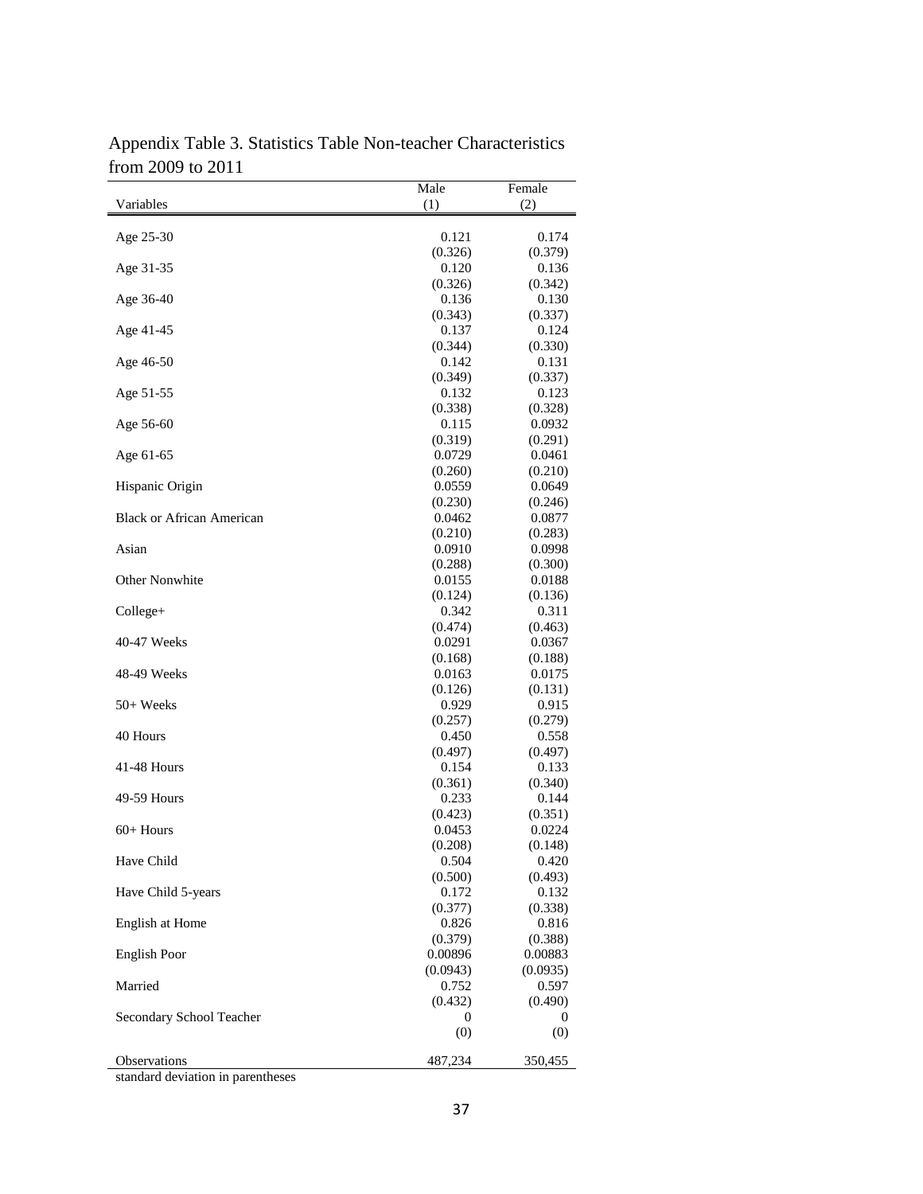Appendix Table 3. Statistics Table Non-teacher Characteristics from 2009 to 2011

| Variables | Male<br>(1) | Female<br>(2) |
|---|---|---|
| Age 25-30 | 0.121 | 0.174 |
| | (0.326) | (0.379) |
| Age 31-35 | 0.120 | 0.136 |
| | (0.326) | (0.342) |
| Age 36-40 | 0.136 | 0.130 |
| | (0.343) | (0.337) |
| Age 41-45 | 0.137 | 0.124 |
| | (0.344) | (0.330) |
| Age 46-50 | 0.142 | 0.131 |
| | (0.349) | (0.337) |
| Age 51-55 | 0.132 | 0.123 |
| | (0.338) | (0.328) |
| Age 56-60 | 0.115 | 0.0932 |
| | (0.319) | (0.291) |
| Age 61-65 | 0.0729 | 0.0461 |
| | (0.260) | (0.210) |
| Hispanic Origin | 0.0559 | 0.0649 |
| | (0.230) | (0.246) |
| Black or African American | 0.0462 | 0.0877 |
| | (0.210) | (0.283) |
| Asian | 0.0910 | 0.0998 |
| | (0.288) | (0.300) |
| Other Nonwhite | 0.0155 | 0.0188 |
| | (0.124) | (0.136) |
| College+ | 0.342 | 0.311 |
| | (0.474) | (0.463) |
| 40-47 Weeks | 0.0291 | 0.0367 |
| | (0.168) | (0.188) |
| 48-49 Weeks | 0.0163 | 0.0175 |
| | (0.126) | (0.131) |
| 50+ Weeks | 0.929 | 0.915 |
| | (0.257) | (0.279) |
| 40 Hours | 0.450 | 0.558 |
| | (0.497) | (0.497) |
| 41-48 Hours | 0.154 | 0.133 |
| | (0.361) | (0.340) |
| 49-59 Hours | 0.233 | 0.144 |
| | (0.423) | (0.351) |
| 60+ Hours | 0.0453 | 0.0224 |
| | (0.208) | (0.148) |
| Have Child | 0.504 | 0.420 |
| | (0.500) | (0.493) |
| Have Child 5-years | 0.172 | 0.132 |
| | (0.377) | (0.338) |
| English at Home | 0.826 | 0.816 |
| | (0.379) | (0.388) |
| English Poor | 0.00896 | 0.00883 |
| | (0.0943) | (0.0935) |
| Married | 0.752 | 0.597 |
| | (0.432) | (0.490) |
| Secondary School Teacher | 0 | 0 |
| | (0) | (0) |
| Observations | 487,234 | 350,455 |

standard deviation in parentheses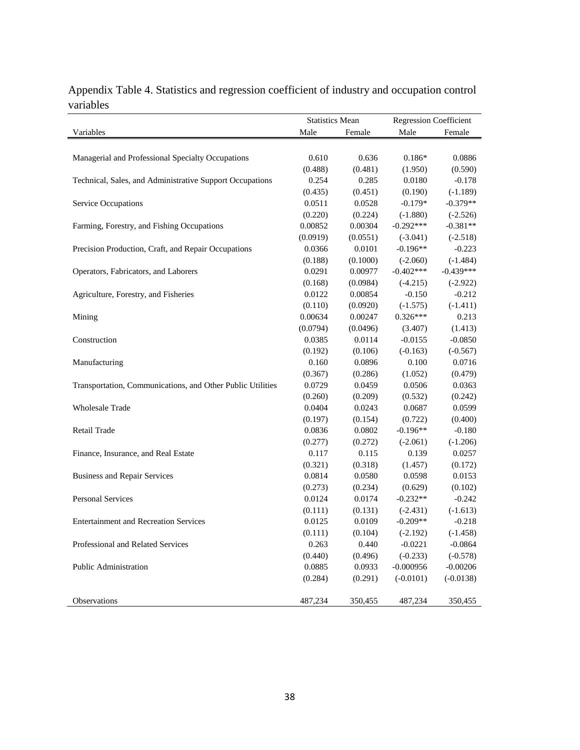Appendix Table 4. Statistics and regression coefficient of industry and occupation control variables

| | Statistics Mean | | Regression Coefficient | |
|---|---|---|---|---|
| Variables | Male | Female | Male | Female |
| Managerial and Professional Specialty Occupations | 0.610 | 0.636 | 0.186* | 0.0886 |
| | (0.488) | (0.481) | (1.950) | (0.590) |
| Technical, Sales, and Administrative Support Occupations | 0.254 | 0.285 | 0.0180 | -0.178 |
| | (0.435) | (0.451) | (0.190) | (-1.189) |
| Service Occupations | 0.0511 | 0.0528 | -0.179* | -0.379** |
| | (0.220) | (0.224) | (-1.880) | (-2.526) |
| Farming, Forestry, and Fishing Occupations | 0.00852 | 0.00304 | -0.292*** | -0.381** |
| | (0.0919) | (0.0551) | (-3.041) | (-2.518) |
| Precision Production, Craft, and Repair Occupations | 0.0366 | 0.0101 | -0.196** | -0.223 |
| | (0.188) | (0.1000) | (-2.060) | (-1.484) |
| Operators, Fabricators, and Laborers | 0.0291 | 0.00977 | -0.402*** | -0.439*** |
| | (0.168) | (0.0984) | (-4.215) | (-2.922) |
| Agriculture, Forestry, and Fisheries | 0.0122 | 0.00854 | -0.150 | -0.212 |
| | (0.110) | (0.0920) | (-1.575) | (-1.411) |
| Mining | 0.00634 | 0.00247 | 0.326*** | 0.213 |
| | (0.0794) | (0.0496) | (3.407) | (1.413) |
| Construction | 0.0385 | 0.0114 | -0.0155 | -0.0850 |
| | (0.192) | (0.106) | (-0.163) | (-0.567) |
| Manufacturing | 0.160 | 0.0896 | 0.100 | 0.0716 |
| | (0.367) | (0.286) | (1.052) | (0.479) |
| Transportation, Communications, and Other Public Utilities | 0.0729 | 0.0459 | 0.0506 | 0.0363 |
| | (0.260) | (0.209) | (0.532) | (0.242) |
| Wholesale Trade | 0.0404 | 0.0243 | 0.0687 | 0.0599 |
| | (0.197) | (0.154) | (0.722) | (0.400) |
| Retail Trade | 0.0836 | 0.0802 | -0.196** | -0.180 |
| | (0.277) | (0.272) | (-2.061) | (-1.206) |
| Finance, Insurance, and Real Estate | 0.117 | 0.115 | 0.139 | 0.0257 |
| | (0.321) | (0.318) | (1.457) | (0.172) |
| Business and Repair Services | 0.0814 | 0.0580 | 0.0598 | 0.0153 |
| | (0.273) | (0.234) | (0.629) | (0.102) |
| Personal Services | 0.0124 | 0.0174 | -0.232** | -0.242 |
| | (0.111) | (0.131) | (-2.431) | (-1.613) |
| Entertainment and Recreation Services | 0.0125 | 0.0109 | -0.209** | -0.218 |
| | (0.111) | (0.104) | (-2.192) | (-1.458) |
| Professional and Related Services | 0.263 | 0.440 | -0.0221 | -0.0864 |
| | (0.440) | (0.496) | (-0.233) | (-0.578) |
| Public Administration | 0.0885 | 0.0933 | -0.000956 | -0.00206 |
| | (0.284) | (0.291) | (-0.0101) | (-0.0138) |
| Observations | 487,234 | 350,455 | 487,234 | 350,455 |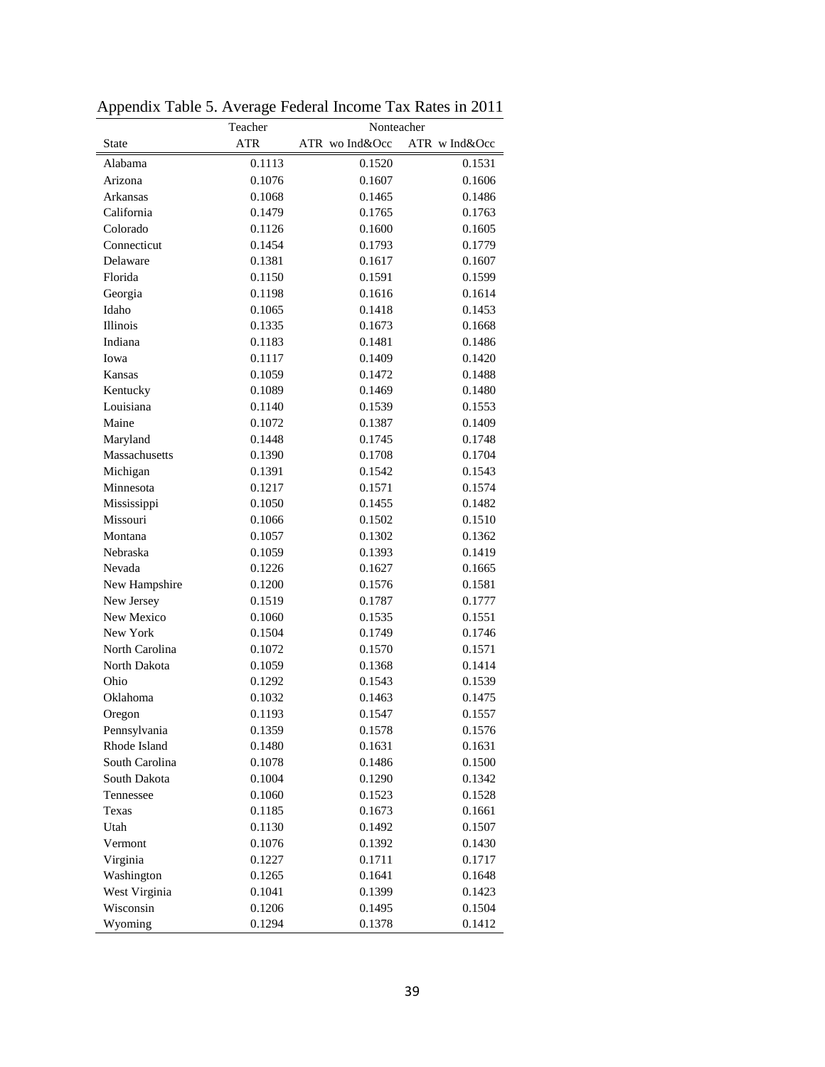Appendix Table 5. Average Federal Income Tax Rates in 2011

| | Teacher | Nonteacher | |
|---|---|---|---|
| State | ATR | ATR wo Ind&Occ | ATR w Ind&Occ |
| Alabama | 0.1113 | 0.1520 | 0.1531 |
| Arizona | 0.1076 | 0.1607 | 0.1606 |
| Arkansas | 0.1068 | 0.1465 | 0.1486 |
| California | 0.1479 | 0.1765 | 0.1763 |
| Colorado | 0.1126 | 0.1600 | 0.1605 |
| Connecticut | 0.1454 | 0.1793 | 0.1779 |
| Delaware | 0.1381 | 0.1617 | 0.1607 |
| Florida | 0.1150 | 0.1591 | 0.1599 |
| Georgia | 0.1198 | 0.1616 | 0.1614 |
| Idaho | 0.1065 | 0.1418 | 0.1453 |
| Illinois | 0.1335 | 0.1673 | 0.1668 |
| Indiana | 0.1183 | 0.1481 | 0.1486 |
| Iowa | 0.1117 | 0.1409 | 0.1420 |
| Kansas | 0.1059 | 0.1472 | 0.1488 |
| Kentucky | 0.1089 | 0.1469 | 0.1480 |
| Louisiana | 0.1140 | 0.1539 | 0.1553 |
| Maine | 0.1072 | 0.1387 | 0.1409 |
| Maryland | 0.1448 | 0.1745 | 0.1748 |
| Massachusetts | 0.1390 | 0.1708 | 0.1704 |
| Michigan | 0.1391 | 0.1542 | 0.1543 |
| Minnesota | 0.1217 | 0.1571 | 0.1574 |
| Mississippi | 0.1050 | 0.1455 | 0.1482 |
| Missouri | 0.1066 | 0.1502 | 0.1510 |
| Montana | 0.1057 | 0.1302 | 0.1362 |
| Nebraska | 0.1059 | 0.1393 | 0.1419 |
| Nevada | 0.1226 | 0.1627 | 0.1665 |
| New Hampshire | 0.1200 | 0.1576 | 0.1581 |
| New Jersey | 0.1519 | 0.1787 | 0.1777 |
| New Mexico | 0.1060 | 0.1535 | 0.1551 |
| New York | 0.1504 | 0.1749 | 0.1746 |
| North Carolina | 0.1072 | 0.1570 | 0.1571 |
| North Dakota | 0.1059 | 0.1368 | 0.1414 |
| Ohio | 0.1292 | 0.1543 | 0.1539 |
| Oklahoma | 0.1032 | 0.1463 | 0.1475 |
| Oregon | 0.1193 | 0.1547 | 0.1557 |
| Pennsylvania | 0.1359 | 0.1578 | 0.1576 |
| Rhode Island | 0.1480 | 0.1631 | 0.1631 |
| South Carolina | 0.1078 | 0.1486 | 0.1500 |
| South Dakota | 0.1004 | 0.1290 | 0.1342 |
| Tennessee | 0.1060 | 0.1523 | 0.1528 |
| Texas | 0.1185 | 0.1673 | 0.1661 |
| Utah | 0.1130 | 0.1492 | 0.1507 |
| Vermont | 0.1076 | 0.1392 | 0.1430 |
| Virginia | 0.1227 | 0.1711 | 0.1717 |
| Washington | 0.1265 | 0.1641 | 0.1648 |
| West Virginia | 0.1041 | 0.1399 | 0.1423 |
| Wisconsin | 0.1206 | 0.1495 | 0.1504 |
| Wyoming | 0.1294 | 0.1378 | 0.1412 |